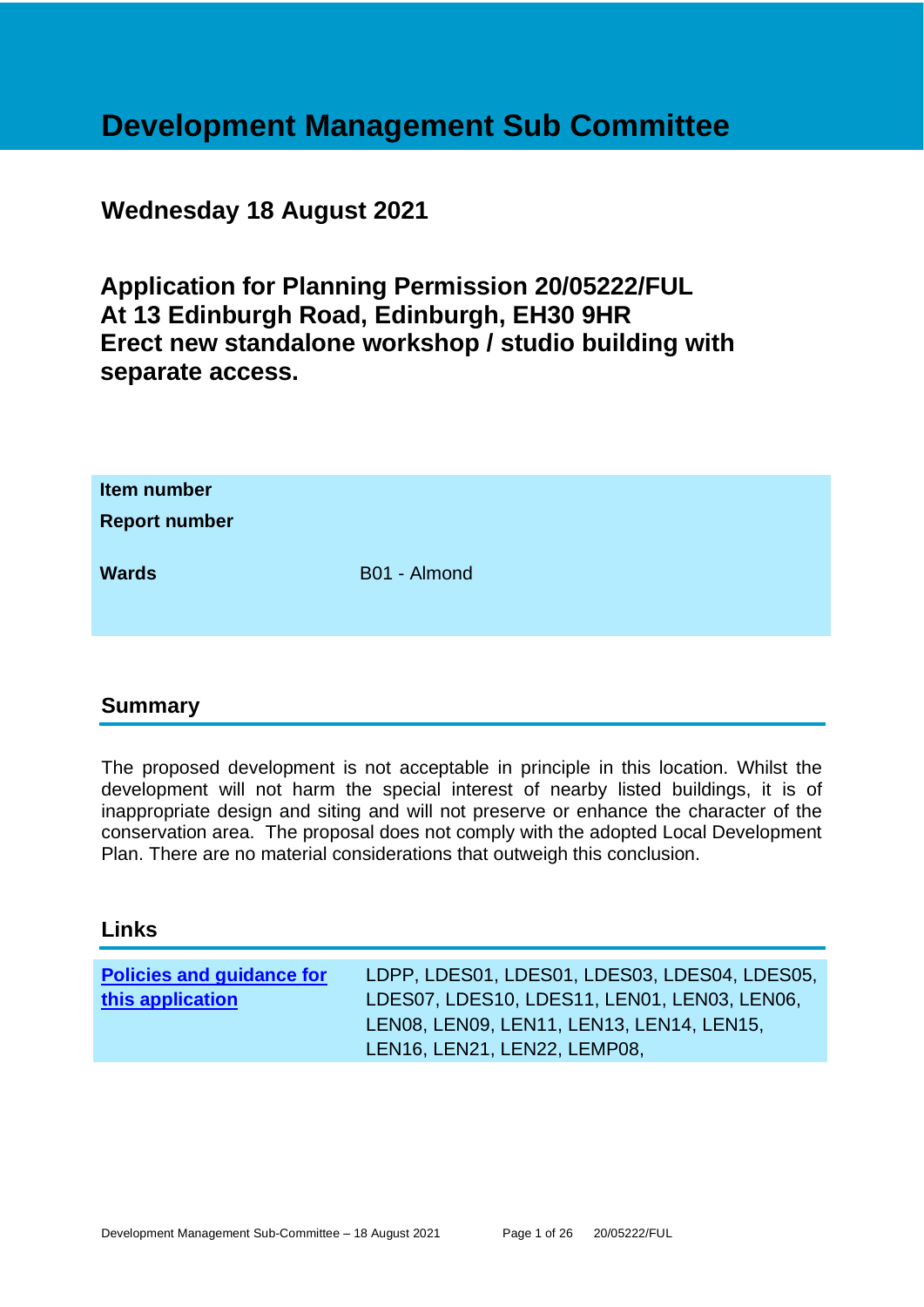# Development Management Sub Committee

## Wednesday 18 August 2021

## Application for Planning Permission 20/05222/FUL At 13 Edinburgh Road, Edinburgh, EH30 9HR Erect new standalone workshop / studio building with separate access.

| | |
|---|---|
| **Item number** | |
| **Report number** | |
| **Wards** | B01 - Almond |

## Summary

The proposed development is not acceptable in principle in this location. Whilst the development will not harm the special interest of nearby listed buildings, it is of inappropriate design and siting and will not preserve or enhance the character of the conservation area. The proposal does not comply with the adopted Local Development Plan. There are no material considerations that outweigh this conclusion.

## Links

| | |
|---|---|
| **Policies and guidance for this application** | LDPP, LDES01, LDES01, LDES03, LDES04, LDES05, LDES07, LDES10, LDES11, LEN01, LEN03, LEN06, LEN08, LEN09, LEN11, LEN13, LEN14, LEN15, LEN16, LEN21, LEN22, LEMP08, |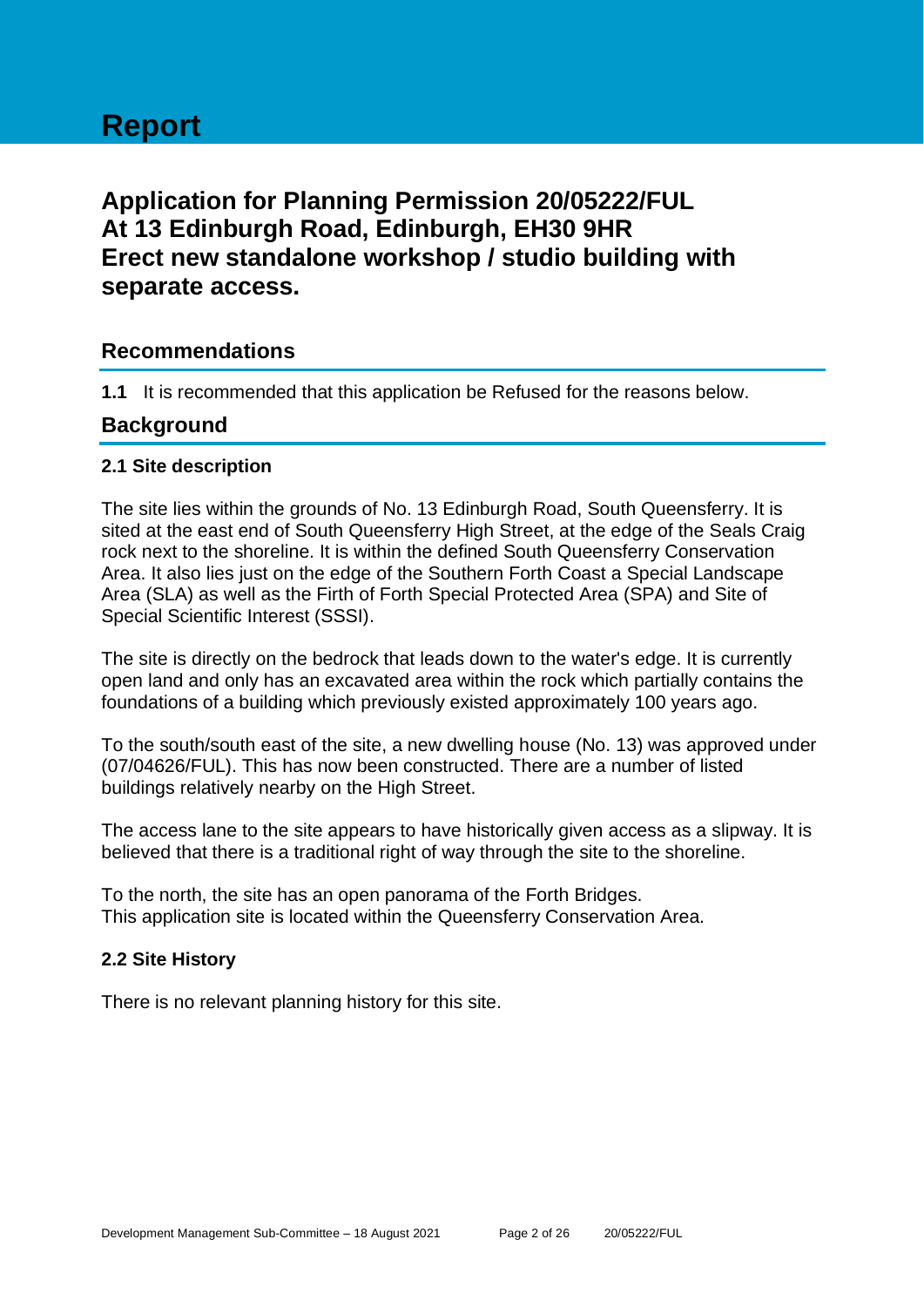# Report

## Application for Planning Permission 20/05222/FUL At 13 Edinburgh Road, Edinburgh, EH30 9HR Erect new standalone workshop / studio building with separate access.

## Recommendations

**1.1** It is recommended that this application be Refused for the reasons below.

## Background

### 2.1 Site description

The site lies within the grounds of No. 13 Edinburgh Road, South Queensferry. It is sited at the east end of South Queensferry High Street, at the edge of the Seals Craig rock next to the shoreline. It is within the defined South Queensferry Conservation Area. It also lies just on the edge of the Southern Forth Coast a Special Landscape Area (SLA) as well as the Firth of Forth Special Protected Area (SPA) and Site of Special Scientific Interest (SSSI).

The site is directly on the bedrock that leads down to the water's edge. It is currently open land and only has an excavated area within the rock which partially contains the foundations of a building which previously existed approximately 100 years ago.

To the south/south east of the site, a new dwelling house (No. 13) was approved under (07/04626/FUL). This has now been constructed. There are a number of listed buildings relatively nearby on the High Street.

The access lane to the site appears to have historically given access as a slipway. It is believed that there is a traditional right of way through the site to the shoreline.

To the north, the site has an open panorama of the Forth Bridges.
This application site is located within the Queensferry Conservation Area.

### 2.2 Site History

There is no relevant planning history for this site.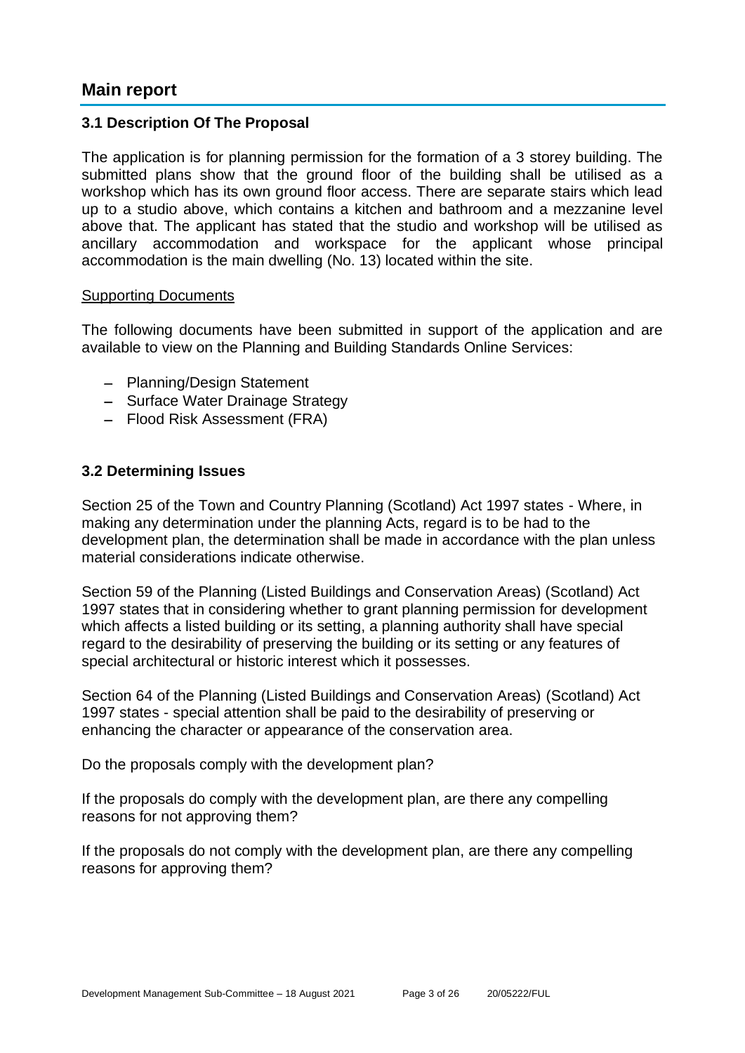## Main report

### 3.1 Description Of The Proposal

The application is for planning permission for the formation of a 3 storey building. The submitted plans show that the ground floor of the building shall be utilised as a workshop which has its own ground floor access. There are separate stairs which lead up to a studio above, which contains a kitchen and bathroom and a mezzanine level above that. The applicant has stated that the studio and workshop will be utilised as ancillary accommodation and workspace for the applicant whose principal accommodation is the main dwelling (No. 13) located within the site.

Supporting Documents

The following documents have been submitted in support of the application and are available to view on the Planning and Building Standards Online Services:

- Planning/Design Statement
- Surface Water Drainage Strategy
- Flood Risk Assessment (FRA)

### 3.2 Determining Issues

Section 25 of the Town and Country Planning (Scotland) Act 1997 states - Where, in making any determination under the planning Acts, regard is to be had to the development plan, the determination shall be made in accordance with the plan unless material considerations indicate otherwise.

Section 59 of the Planning (Listed Buildings and Conservation Areas) (Scotland) Act 1997 states that in considering whether to grant planning permission for development which affects a listed building or its setting, a planning authority shall have special regard to the desirability of preserving the building or its setting or any features of special architectural or historic interest which it possesses.

Section 64 of the Planning (Listed Buildings and Conservation Areas) (Scotland) Act 1997 states - special attention shall be paid to the desirability of preserving or enhancing the character or appearance of the conservation area.

Do the proposals comply with the development plan?

If the proposals do comply with the development plan, are there any compelling reasons for not approving them?

If the proposals do not comply with the development plan, are there any compelling reasons for approving them?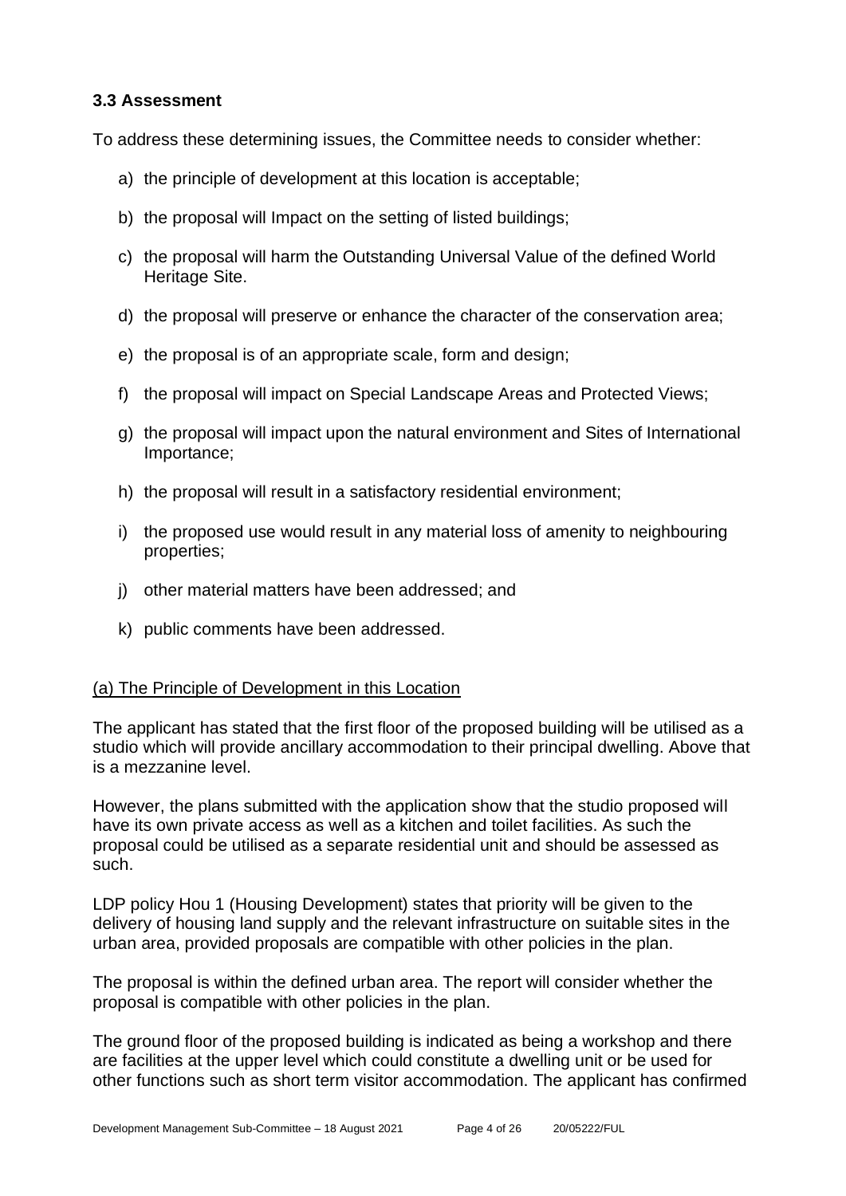### 3.3 Assessment

To address these determining issues, the Committee needs to consider whether:

a) the principle of development at this location is acceptable;

b) the proposal will Impact on the setting of listed buildings;

c) the proposal will harm the Outstanding Universal Value of the defined World Heritage Site.

d) the proposal will preserve or enhance the character of the conservation area;

e) the proposal is of an appropriate scale, form and design;

f) the proposal will impact on Special Landscape Areas and Protected Views;

g) the proposal will impact upon the natural environment and Sites of International Importance;

h) the proposal will result in a satisfactory residential environment;

i) the proposed use would result in any material loss of amenity to neighbouring properties;

j) other material matters have been addressed; and

k) public comments have been addressed.

<u>(a) The Principle of Development in this Location</u>

The applicant has stated that the first floor of the proposed building will be utilised as a studio which will provide ancillary accommodation to their principal dwelling. Above that is a mezzanine level.

However, the plans submitted with the application show that the studio proposed will have its own private access as well as a kitchen and toilet facilities. As such the proposal could be utilised as a separate residential unit and should be assessed as such.

LDP policy Hou 1 (Housing Development) states that priority will be given to the delivery of housing land supply and the relevant infrastructure on suitable sites in the urban area, provided proposals are compatible with other policies in the plan.

The proposal is within the defined urban area. The report will consider whether the proposal is compatible with other policies in the plan.

The ground floor of the proposed building is indicated as being a workshop and there are facilities at the upper level which could constitute a dwelling unit or be used for other functions such as short term visitor accommodation. The applicant has confirmed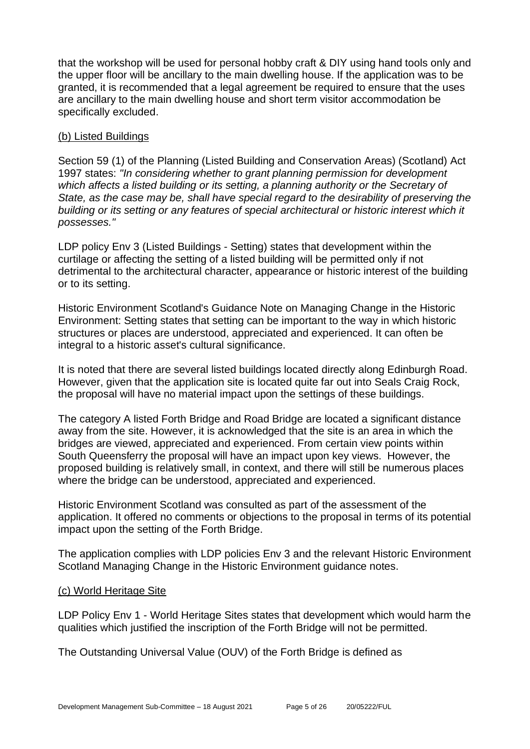that the workshop will be used for personal hobby craft & DIY using hand tools only and the upper floor will be ancillary to the main dwelling house. If the application was to be granted, it is recommended that a legal agreement be required to ensure that the uses are ancillary to the main dwelling house and short term visitor accommodation be specifically excluded.

(b) Listed Buildings

Section 59 (1) of the Planning (Listed Building and Conservation Areas) (Scotland) Act 1997 states: *"In considering whether to grant planning permission for development which affects a listed building or its setting, a planning authority or the Secretary of State, as the case may be, shall have special regard to the desirability of preserving the building or its setting or any features of special architectural or historic interest which it possesses."*

LDP policy Env 3 (Listed Buildings - Setting) states that development within the curtilage or affecting the setting of a listed building will be permitted only if not detrimental to the architectural character, appearance or historic interest of the building or to its setting.

Historic Environment Scotland's Guidance Note on Managing Change in the Historic Environment: Setting states that setting can be important to the way in which historic structures or places are understood, appreciated and experienced. It can often be integral to a historic asset's cultural significance.

It is noted that there are several listed buildings located directly along Edinburgh Road. However, given that the application site is located quite far out into Seals Craig Rock, the proposal will have no material impact upon the settings of these buildings.

The category A listed Forth Bridge and Road Bridge are located a significant distance away from the site. However, it is acknowledged that the site is an area in which the bridges are viewed, appreciated and experienced. From certain view points within South Queensferry the proposal will have an impact upon key views. However, the proposed building is relatively small, in context, and there will still be numerous places where the bridge can be understood, appreciated and experienced.

Historic Environment Scotland was consulted as part of the assessment of the application. It offered no comments or objections to the proposal in terms of its potential impact upon the setting of the Forth Bridge.

The application complies with LDP policies Env 3 and the relevant Historic Environment Scotland Managing Change in the Historic Environment guidance notes.

(c) World Heritage Site

LDP Policy Env 1 - World Heritage Sites states that development which would harm the qualities which justified the inscription of the Forth Bridge will not be permitted.

The Outstanding Universal Value (OUV) of the Forth Bridge is defined as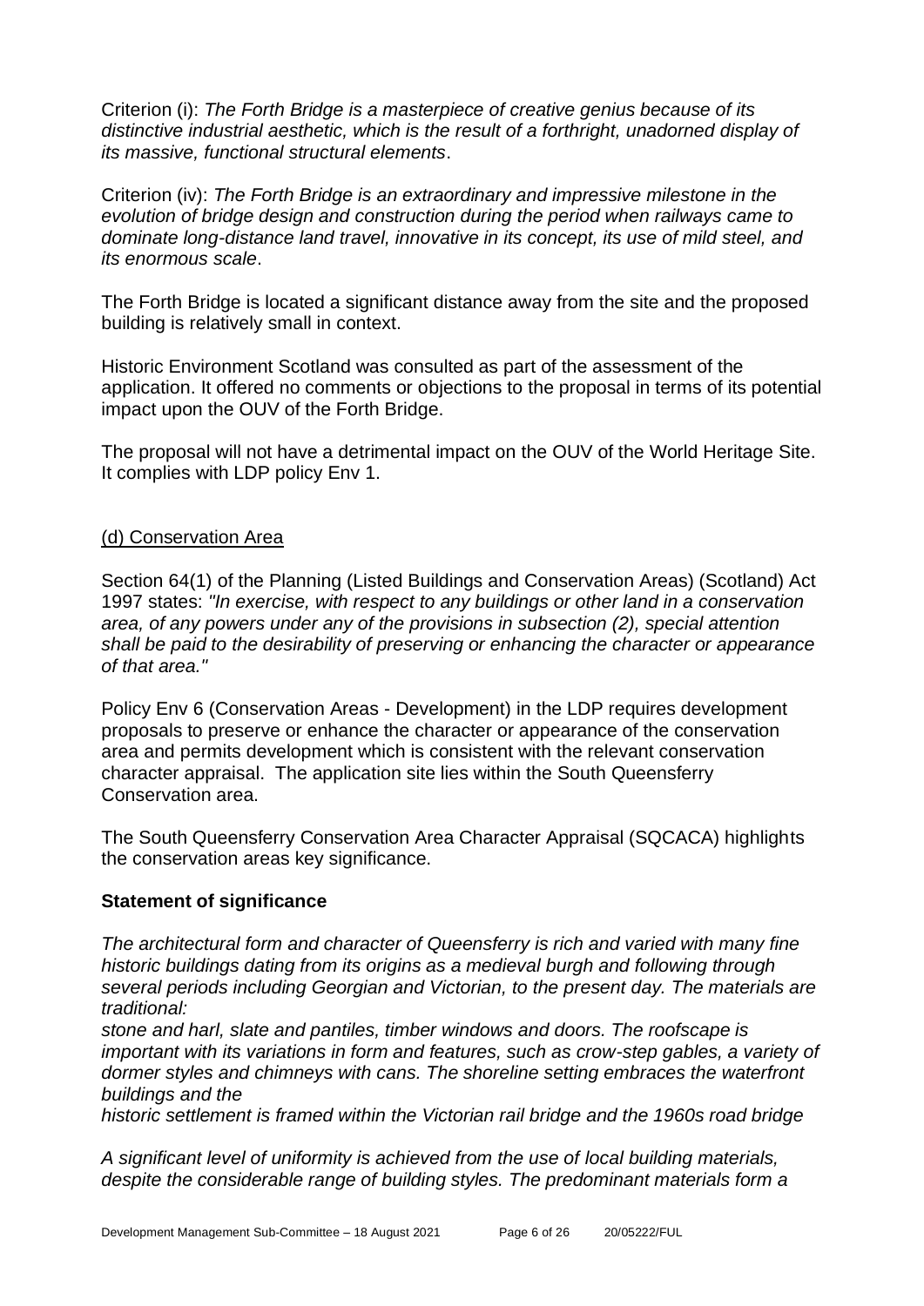Criterion (i): *The Forth Bridge is a masterpiece of creative genius because of its distinctive industrial aesthetic, which is the result of a forthright, unadorned display of its massive, functional structural elements*.

Criterion (iv): *The Forth Bridge is an extraordinary and impressive milestone in the evolution of bridge design and construction during the period when railways came to dominate long-distance land travel, innovative in its concept, its use of mild steel, and its enormous scale*.

The Forth Bridge is located a significant distance away from the site and the proposed building is relatively small in context.

Historic Environment Scotland was consulted as part of the assessment of the application. It offered no comments or objections to the proposal in terms of its potential impact upon the OUV of the Forth Bridge.

The proposal will not have a detrimental impact on the OUV of the World Heritage Site. It complies with LDP policy Env 1.

<u>(d) Conservation Area</u>

Section 64(1) of the Planning (Listed Buildings and Conservation Areas) (Scotland) Act 1997 states: *"In exercise, with respect to any buildings or other land in a conservation area, of any powers under any of the provisions in subsection (2), special attention shall be paid to the desirability of preserving or enhancing the character or appearance of that area."*

Policy Env 6 (Conservation Areas - Development) in the LDP requires development proposals to preserve or enhance the character or appearance of the conservation area and permits development which is consistent with the relevant conservation character appraisal. The application site lies within the South Queensferry Conservation area.

The South Queensferry Conservation Area Character Appraisal (SQCACA) highlights the conservation areas key significance.

**Statement of significance**

*The architectural form and character of Queensferry is rich and varied with many fine historic buildings dating from its origins as a medieval burgh and following through several periods including Georgian and Victorian, to the present day. The materials are traditional:*

*stone and harl, slate and pantiles, timber windows and doors. The roofscape is important with its variations in form and features, such as crow-step gables, a variety of dormer styles and chimneys with cans. The shoreline setting embraces the waterfront buildings and the*

*historic settlement is framed within the Victorian rail bridge and the 1960s road bridge*

*A significant level of uniformity is achieved from the use of local building materials, despite the considerable range of building styles. The predominant materials form a*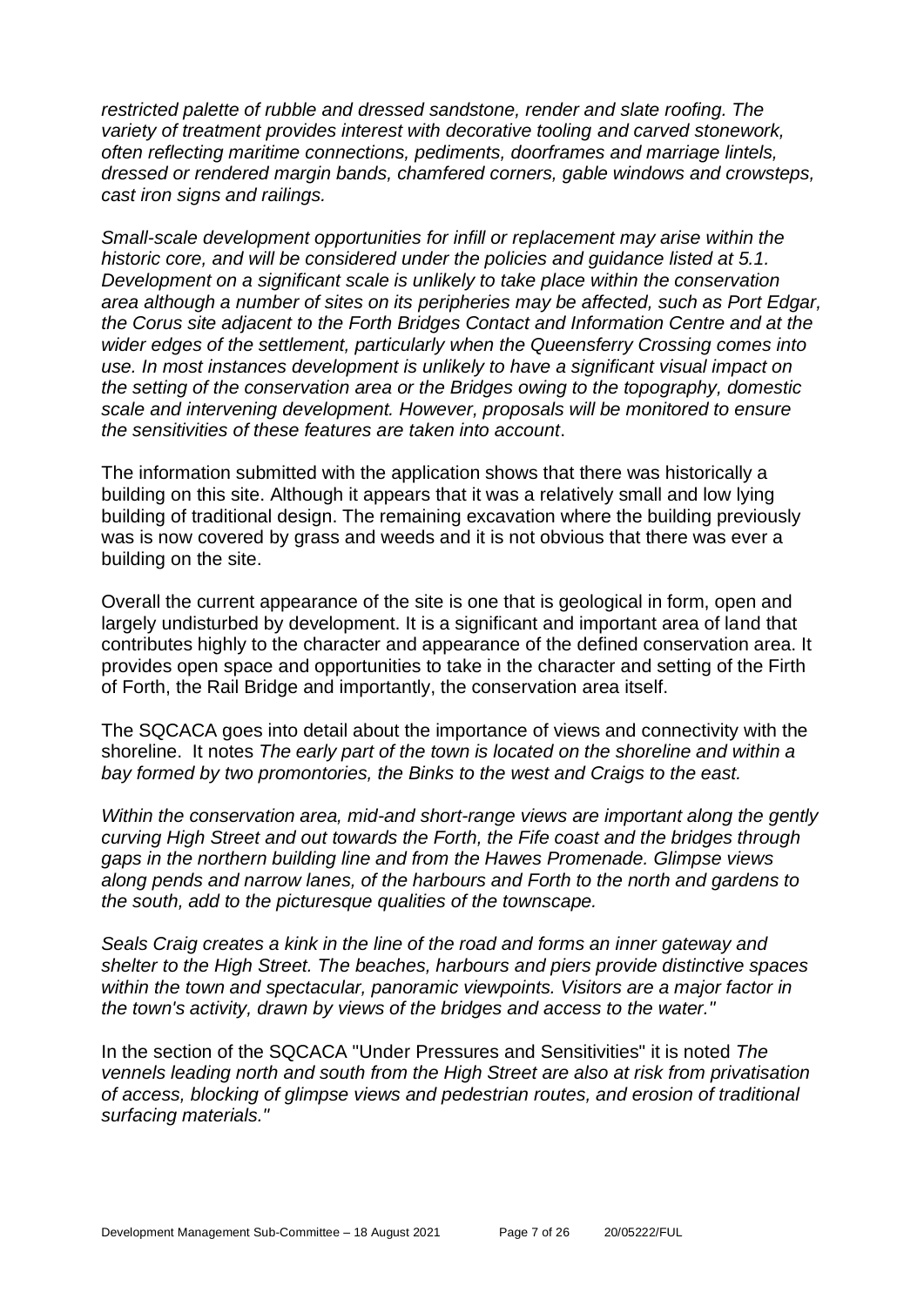*restricted palette of rubble and dressed sandstone, render and slate roofing. The variety of treatment provides interest with decorative tooling and carved stonework, often reflecting maritime connections, pediments, doorframes and marriage lintels, dressed or rendered margin bands, chamfered corners, gable windows and crowsteps, cast iron signs and railings.*

*Small-scale development opportunities for infill or replacement may arise within the historic core, and will be considered under the policies and guidance listed at 5.1. Development on a significant scale is unlikely to take place within the conservation area although a number of sites on its peripheries may be affected, such as Port Edgar, the Corus site adjacent to the Forth Bridges Contact and Information Centre and at the wider edges of the settlement, particularly when the Queensferry Crossing comes into use. In most instances development is unlikely to have a significant visual impact on the setting of the conservation area or the Bridges owing to the topography, domestic scale and intervening development. However, proposals will be monitored to ensure the sensitivities of these features are taken into account*.

The information submitted with the application shows that there was historically a building on this site. Although it appears that it was a relatively small and low lying building of traditional design. The remaining excavation where the building previously was is now covered by grass and weeds and it is not obvious that there was ever a building on the site.

Overall the current appearance of the site is one that is geological in form, open and largely undisturbed by development. It is a significant and important area of land that contributes highly to the character and appearance of the defined conservation area. It provides open space and opportunities to take in the character and setting of the Firth of Forth, the Rail Bridge and importantly, the conservation area itself.

The SQCACA goes into detail about the importance of views and connectivity with the shoreline. It notes *The early part of the town is located on the shoreline and within a bay formed by two promontories, the Binks to the west and Craigs to the east.*

*Within the conservation area, mid-and short-range views are important along the gently curving High Street and out towards the Forth, the Fife coast and the bridges through gaps in the northern building line and from the Hawes Promenade. Glimpse views along pends and narrow lanes, of the harbours and Forth to the north and gardens to the south, add to the picturesque qualities of the townscape.*

*Seals Craig creates a kink in the line of the road and forms an inner gateway and shelter to the High Street. The beaches, harbours and piers provide distinctive spaces within the town and spectacular, panoramic viewpoints. Visitors are a major factor in the town's activity, drawn by views of the bridges and access to the water."*

In the section of the SQCACA "Under Pressures and Sensitivities" it is noted *The vennels leading north and south from the High Street are also at risk from privatisation of access, blocking of glimpse views and pedestrian routes, and erosion of traditional surfacing materials."*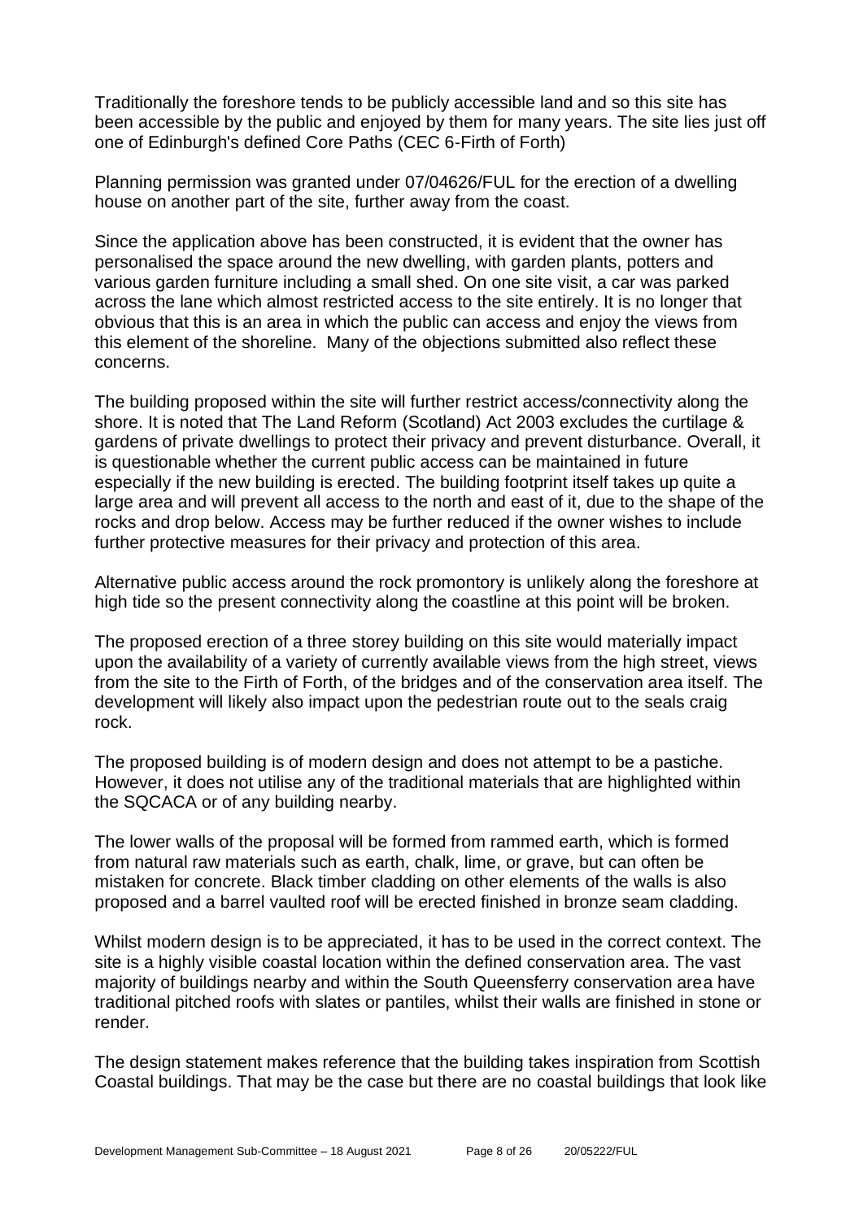Traditionally the foreshore tends to be publicly accessible land and so this site has been accessible by the public and enjoyed by them for many years. The site lies just off one of Edinburgh's defined Core Paths (CEC 6-Firth of Forth)

Planning permission was granted under 07/04626/FUL for the erection of a dwelling house on another part of the site, further away from the coast.

Since the application above has been constructed, it is evident that the owner has personalised the space around the new dwelling, with garden plants, potters and various garden furniture including a small shed. On one site visit, a car was parked across the lane which almost restricted access to the site entirely. It is no longer that obvious that this is an area in which the public can access and enjoy the views from this element of the shoreline. Many of the objections submitted also reflect these concerns.

The building proposed within the site will further restrict access/connectivity along the shore. It is noted that The Land Reform (Scotland) Act 2003 excludes the curtilage & gardens of private dwellings to protect their privacy and prevent disturbance. Overall, it is questionable whether the current public access can be maintained in future especially if the new building is erected. The building footprint itself takes up quite a large area and will prevent all access to the north and east of it, due to the shape of the rocks and drop below. Access may be further reduced if the owner wishes to include further protective measures for their privacy and protection of this area.

Alternative public access around the rock promontory is unlikely along the foreshore at high tide so the present connectivity along the coastline at this point will be broken.

The proposed erection of a three storey building on this site would materially impact upon the availability of a variety of currently available views from the high street, views from the site to the Firth of Forth, of the bridges and of the conservation area itself. The development will likely also impact upon the pedestrian route out to the seals craig rock.

The proposed building is of modern design and does not attempt to be a pastiche. However, it does not utilise any of the traditional materials that are highlighted within the SQCACA or of any building nearby.

The lower walls of the proposal will be formed from rammed earth, which is formed from natural raw materials such as earth, chalk, lime, or grave, but can often be mistaken for concrete. Black timber cladding on other elements of the walls is also proposed and a barrel vaulted roof will be erected finished in bronze seam cladding.

Whilst modern design is to be appreciated, it has to be used in the correct context. The site is a highly visible coastal location within the defined conservation area. The vast majority of buildings nearby and within the South Queensferry conservation area have traditional pitched roofs with slates or pantiles, whilst their walls are finished in stone or render.

The design statement makes reference that the building takes inspiration from Scottish Coastal buildings. That may be the case but there are no coastal buildings that look like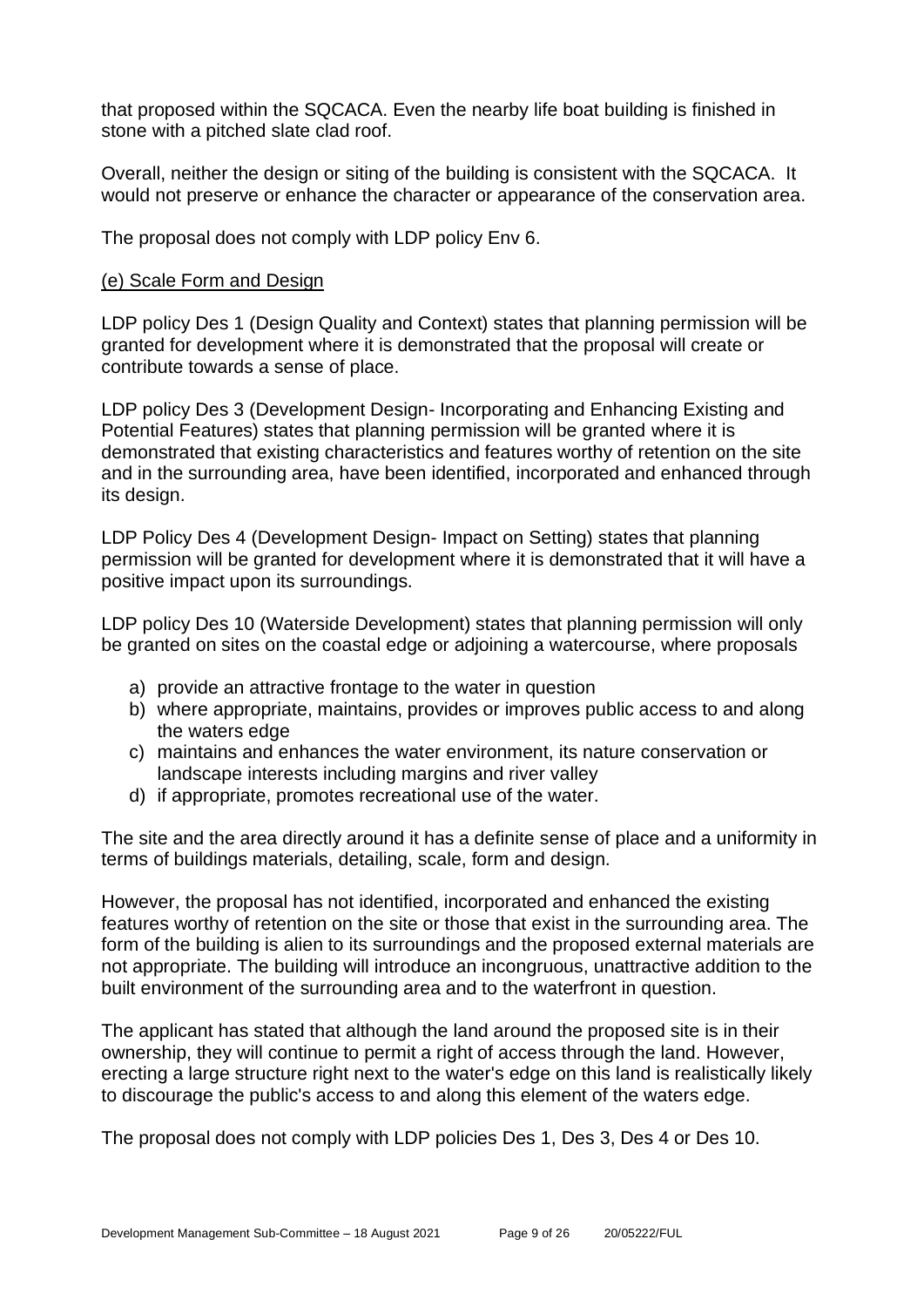that proposed within the SQCACA. Even the nearby life boat building is finished in stone with a pitched slate clad roof.

Overall, neither the design or siting of the building is consistent with the SQCACA. It would not preserve or enhance the character or appearance of the conservation area.

The proposal does not comply with LDP policy Env 6.

(e) Scale Form and Design

LDP policy Des 1 (Design Quality and Context) states that planning permission will be granted for development where it is demonstrated that the proposal will create or contribute towards a sense of place.

LDP policy Des 3 (Development Design- Incorporating and Enhancing Existing and Potential Features) states that planning permission will be granted where it is demonstrated that existing characteristics and features worthy of retention on the site and in the surrounding area, have been identified, incorporated and enhanced through its design.

LDP Policy Des 4 (Development Design- Impact on Setting) states that planning permission will be granted for development where it is demonstrated that it will have a positive impact upon its surroundings.

LDP policy Des 10 (Waterside Development) states that planning permission will only be granted on sites on the coastal edge or adjoining a watercourse, where proposals

a) provide an attractive frontage to the water in question
b) where appropriate, maintains, provides or improves public access to and along the waters edge
c) maintains and enhances the water environment, its nature conservation or landscape interests including margins and river valley
d) if appropriate, promotes recreational use of the water.

The site and the area directly around it has a definite sense of place and a uniformity in terms of buildings materials, detailing, scale, form and design.

However, the proposal has not identified, incorporated and enhanced the existing features worthy of retention on the site or those that exist in the surrounding area. The form of the building is alien to its surroundings and the proposed external materials are not appropriate. The building will introduce an incongruous, unattractive addition to the built environment of the surrounding area and to the waterfront in question.

The applicant has stated that although the land around the proposed site is in their ownership, they will continue to permit a right of access through the land. However, erecting a large structure right next to the water's edge on this land is realistically likely to discourage the public's access to and along this element of the waters edge.

The proposal does not comply with LDP policies Des 1, Des 3, Des 4 or Des 10.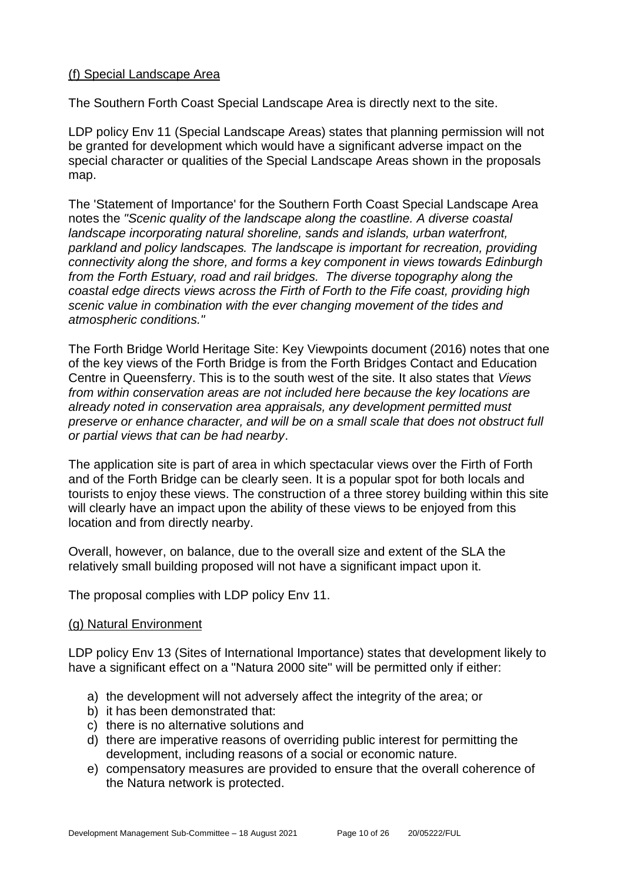(f) Special Landscape Area

The Southern Forth Coast Special Landscape Area is directly next to the site.

LDP policy Env 11 (Special Landscape Areas) states that planning permission will not be granted for development which would have a significant adverse impact on the special character or qualities of the Special Landscape Areas shown in the proposals map.

The 'Statement of Importance' for the Southern Forth Coast Special Landscape Area notes the *"Scenic quality of the landscape along the coastline. A diverse coastal landscape incorporating natural shoreline, sands and islands, urban waterfront, parkland and policy landscapes. The landscape is important for recreation, providing connectivity along the shore, and forms a key component in views towards Edinburgh from the Forth Estuary, road and rail bridges. The diverse topography along the coastal edge directs views across the Firth of Forth to the Fife coast, providing high scenic value in combination with the ever changing movement of the tides and atmospheric conditions."*

The Forth Bridge World Heritage Site: Key Viewpoints document (2016) notes that one of the key views of the Forth Bridge is from the Forth Bridges Contact and Education Centre in Queensferry. This is to the south west of the site. It also states that *Views from within conservation areas are not included here because the key locations are already noted in conservation area appraisals, any development permitted must preserve or enhance character, and will be on a small scale that does not obstruct full or partial views that can be had nearby*.

The application site is part of area in which spectacular views over the Firth of Forth and of the Forth Bridge can be clearly seen. It is a popular spot for both locals and tourists to enjoy these views. The construction of a three storey building within this site will clearly have an impact upon the ability of these views to be enjoyed from this location and from directly nearby.

Overall, however, on balance, due to the overall size and extent of the SLA the relatively small building proposed will not have a significant impact upon it.

The proposal complies with LDP policy Env 11.

(g) Natural Environment

LDP policy Env 13 (Sites of International Importance) states that development likely to have a significant effect on a "Natura 2000 site" will be permitted only if either:

a) the development will not adversely affect the integrity of the area; or
b) it has been demonstrated that:
c) there is no alternative solutions and
d) there are imperative reasons of overriding public interest for permitting the development, including reasons of a social or economic nature.
e) compensatory measures are provided to ensure that the overall coherence of the Natura network is protected.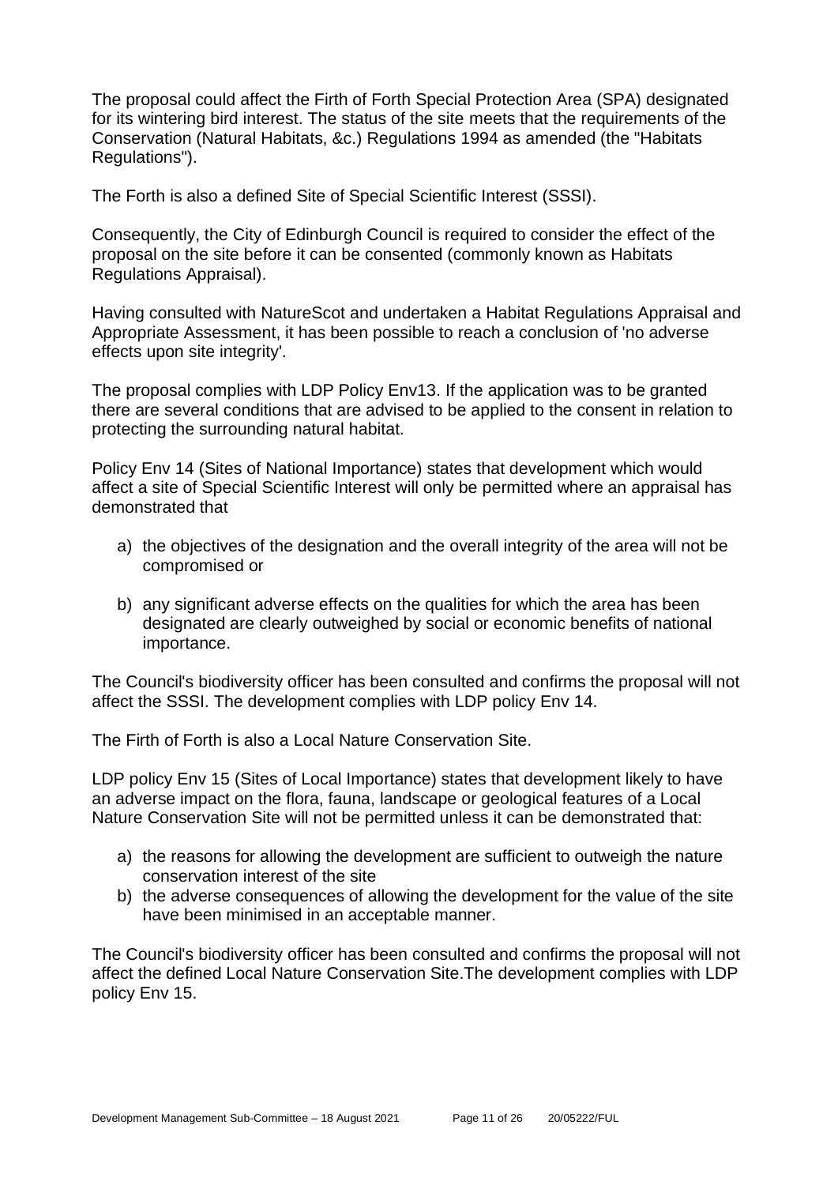The proposal could affect the Firth of Forth Special Protection Area (SPA) designated for its wintering bird interest. The status of the site meets that the requirements of the Conservation (Natural Habitats, &c.) Regulations 1994 as amended (the "Habitats Regulations").

The Forth is also a defined Site of Special Scientific Interest (SSSI).

Consequently, the City of Edinburgh Council is required to consider the effect of the proposal on the site before it can be consented (commonly known as Habitats Regulations Appraisal).

Having consulted with NatureScot and undertaken a Habitat Regulations Appraisal and Appropriate Assessment, it has been possible to reach a conclusion of 'no adverse effects upon site integrity'.

The proposal complies with LDP Policy Env13. If the application was to be granted there are several conditions that are advised to be applied to the consent in relation to protecting the surrounding natural habitat.

Policy Env 14 (Sites of National Importance) states that development which would affect a site of Special Scientific Interest will only be permitted where an appraisal has demonstrated that

a) the objectives of the designation and the overall integrity of the area will not be compromised or

b) any significant adverse effects on the qualities for which the area has been designated are clearly outweighed by social or economic benefits of national importance.

The Council's biodiversity officer has been consulted and confirms the proposal will not affect the SSSI. The development complies with LDP policy Env 14.

The Firth of Forth is also a Local Nature Conservation Site.

LDP policy Env 15 (Sites of Local Importance) states that development likely to have an adverse impact on the flora, fauna, landscape or geological features of a Local Nature Conservation Site will not be permitted unless it can be demonstrated that:

a) the reasons for allowing the development are sufficient to outweigh the nature conservation interest of the site
b) the adverse consequences of allowing the development for the value of the site have been minimised in an acceptable manner.

The Council's biodiversity officer has been consulted and confirms the proposal will not affect the defined Local Nature Conservation Site.The development complies with LDP policy Env 15.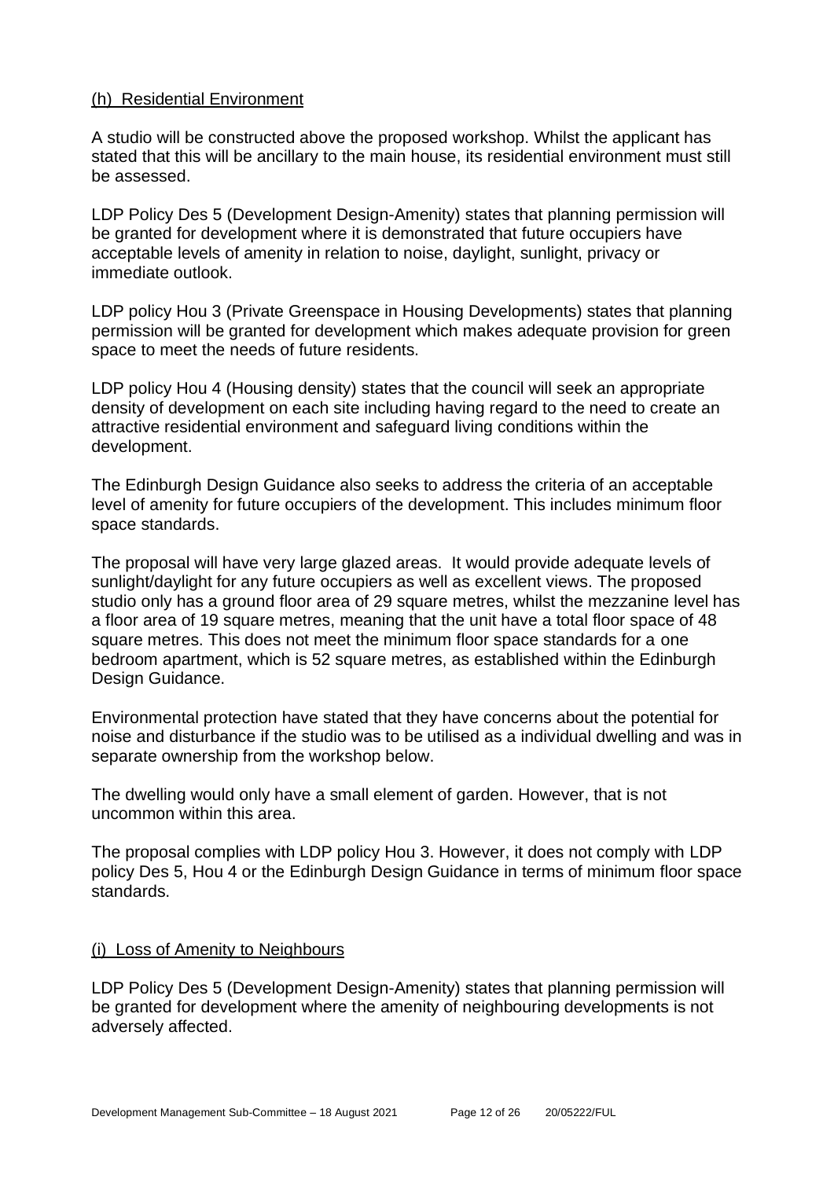## (h) Residential Environment

A studio will be constructed above the proposed workshop. Whilst the applicant has stated that this will be ancillary to the main house, its residential environment must still be assessed.

LDP Policy Des 5 (Development Design-Amenity) states that planning permission will be granted for development where it is demonstrated that future occupiers have acceptable levels of amenity in relation to noise, daylight, sunlight, privacy or immediate outlook.

LDP policy Hou 3 (Private Greenspace in Housing Developments) states that planning permission will be granted for development which makes adequate provision for green space to meet the needs of future residents.

LDP policy Hou 4 (Housing density) states that the council will seek an appropriate density of development on each site including having regard to the need to create an attractive residential environment and safeguard living conditions within the development.

The Edinburgh Design Guidance also seeks to address the criteria of an acceptable level of amenity for future occupiers of the development. This includes minimum floor space standards.

The proposal will have very large glazed areas. It would provide adequate levels of sunlight/daylight for any future occupiers as well as excellent views. The proposed studio only has a ground floor area of 29 square metres, whilst the mezzanine level has a floor area of 19 square metres, meaning that the unit have a total floor space of 48 square metres. This does not meet the minimum floor space standards for a one bedroom apartment, which is 52 square metres, as established within the Edinburgh Design Guidance.

Environmental protection have stated that they have concerns about the potential for noise and disturbance if the studio was to be utilised as a individual dwelling and was in separate ownership from the workshop below.

The dwelling would only have a small element of garden. However, that is not uncommon within this area.

The proposal complies with LDP policy Hou 3. However, it does not comply with LDP policy Des 5, Hou 4 or the Edinburgh Design Guidance in terms of minimum floor space standards.

## (i) Loss of Amenity to Neighbours

LDP Policy Des 5 (Development Design-Amenity) states that planning permission will be granted for development where the amenity of neighbouring developments is not adversely affected.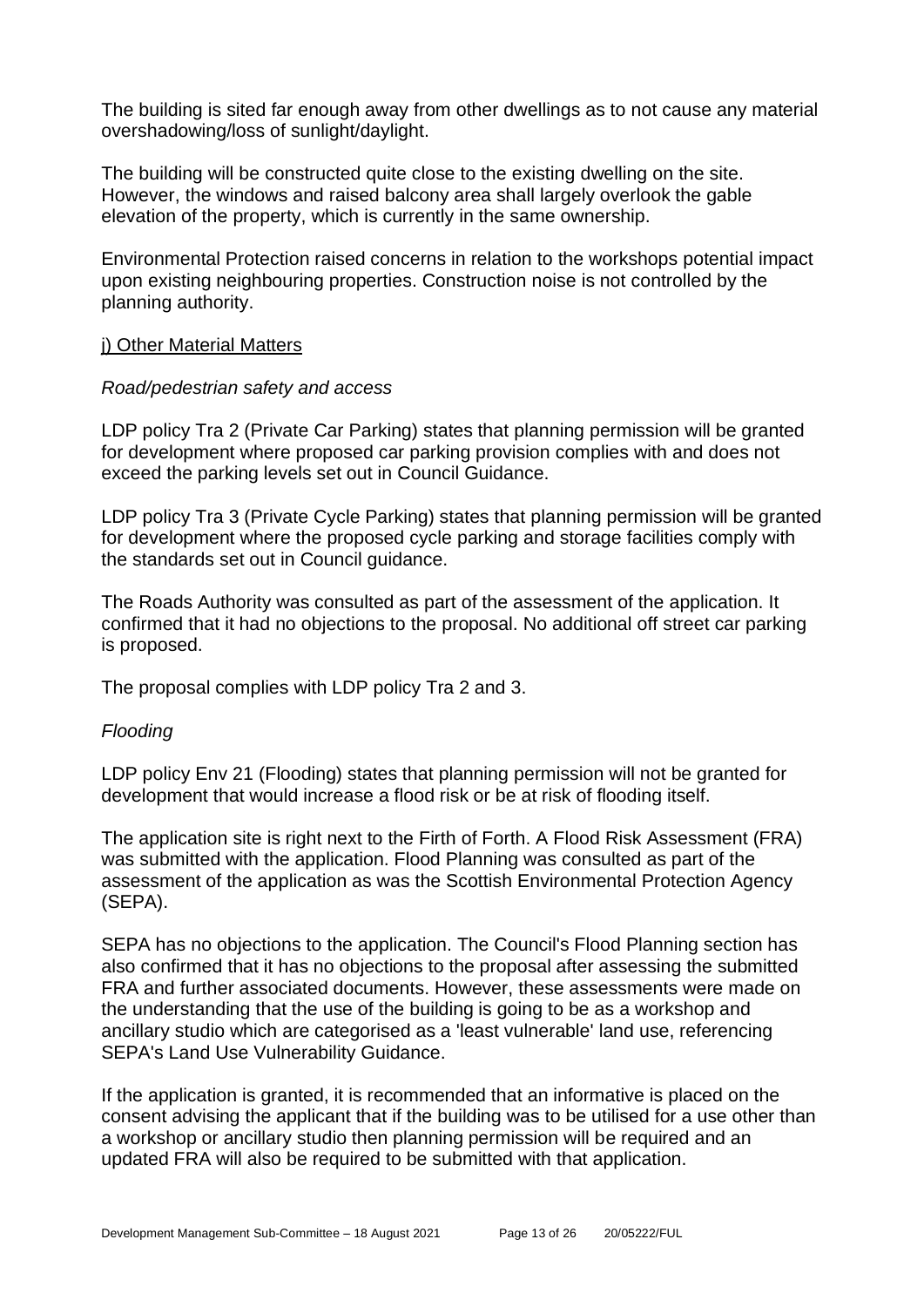The building is sited far enough away from other dwellings as to not cause any material overshadowing/loss of sunlight/daylight.

The building will be constructed quite close to the existing dwelling on the site. However, the windows and raised balcony area shall largely overlook the gable elevation of the property, which is currently in the same ownership.

Environmental Protection raised concerns in relation to the workshops potential impact upon existing neighbouring properties. Construction noise is not controlled by the planning authority.

j) Other Material Matters

*Road/pedestrian safety and access*

LDP policy Tra 2 (Private Car Parking) states that planning permission will be granted for development where proposed car parking provision complies with and does not exceed the parking levels set out in Council Guidance.

LDP policy Tra 3 (Private Cycle Parking) states that planning permission will be granted for development where the proposed cycle parking and storage facilities comply with the standards set out in Council guidance.

The Roads Authority was consulted as part of the assessment of the application. It confirmed that it had no objections to the proposal. No additional off street car parking is proposed.

The proposal complies with LDP policy Tra 2 and 3.

*Flooding*

LDP policy Env 21 (Flooding) states that planning permission will not be granted for development that would increase a flood risk or be at risk of flooding itself.

The application site is right next to the Firth of Forth. A Flood Risk Assessment (FRA) was submitted with the application. Flood Planning was consulted as part of the assessment of the application as was the Scottish Environmental Protection Agency (SEPA).

SEPA has no objections to the application. The Council's Flood Planning section has also confirmed that it has no objections to the proposal after assessing the submitted FRA and further associated documents. However, these assessments were made on the understanding that the use of the building is going to be as a workshop and ancillary studio which are categorised as a 'least vulnerable' land use, referencing SEPA's Land Use Vulnerability Guidance.

If the application is granted, it is recommended that an informative is placed on the consent advising the applicant that if the building was to be utilised for a use other than a workshop or ancillary studio then planning permission will be required and an updated FRA will also be required to be submitted with that application.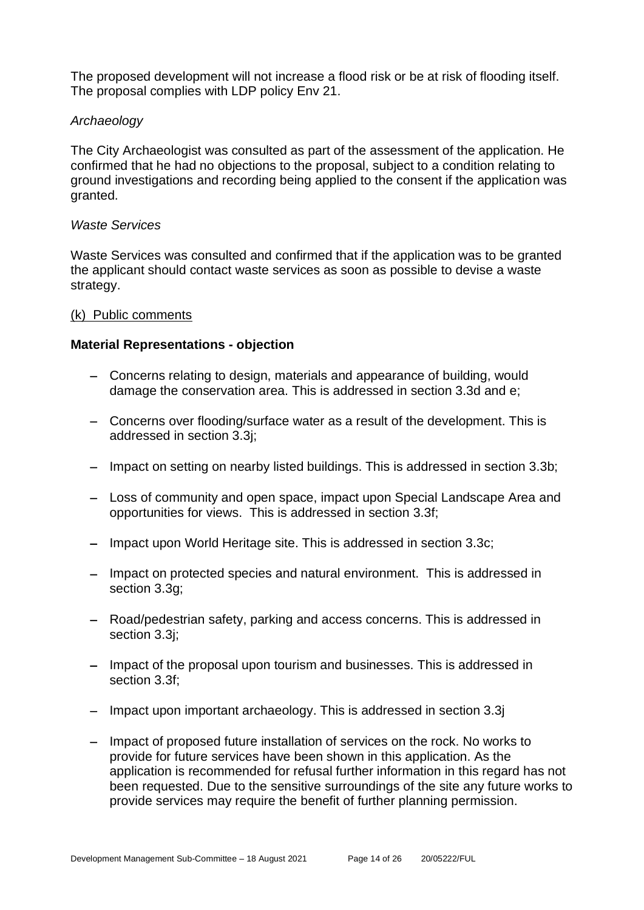The proposed development will not increase a flood risk or be at risk of flooding itself. The proposal complies with LDP policy Env 21.

*Archaeology*

The City Archaeologist was consulted as part of the assessment of the application. He confirmed that he had no objections to the proposal, subject to a condition relating to ground investigations and recording being applied to the consent if the application was granted.

*Waste Services*

Waste Services was consulted and confirmed that if the application was to be granted the applicant should contact waste services as soon as possible to devise a waste strategy.

(k) Public comments

**Material Representations - objection**

- Concerns relating to design, materials and appearance of building, would damage the conservation area. This is addressed in section 3.3d and e;
- Concerns over flooding/surface water as a result of the development. This is addressed in section 3.3j;
- Impact on setting on nearby listed buildings. This is addressed in section 3.3b;
- Loss of community and open space, impact upon Special Landscape Area and opportunities for views. This is addressed in section 3.3f;
- Impact upon World Heritage site. This is addressed in section 3.3c;
- Impact on protected species and natural environment. This is addressed in section 3.3g;
- Road/pedestrian safety, parking and access concerns. This is addressed in section 3.3j;
- Impact of the proposal upon tourism and businesses. This is addressed in section 3.3f;
- Impact upon important archaeology. This is addressed in section 3.3j
- Impact of proposed future installation of services on the rock. No works to provide for future services have been shown in this application. As the application is recommended for refusal further information in this regard has not been requested. Due to the sensitive surroundings of the site any future works to provide services may require the benefit of further planning permission.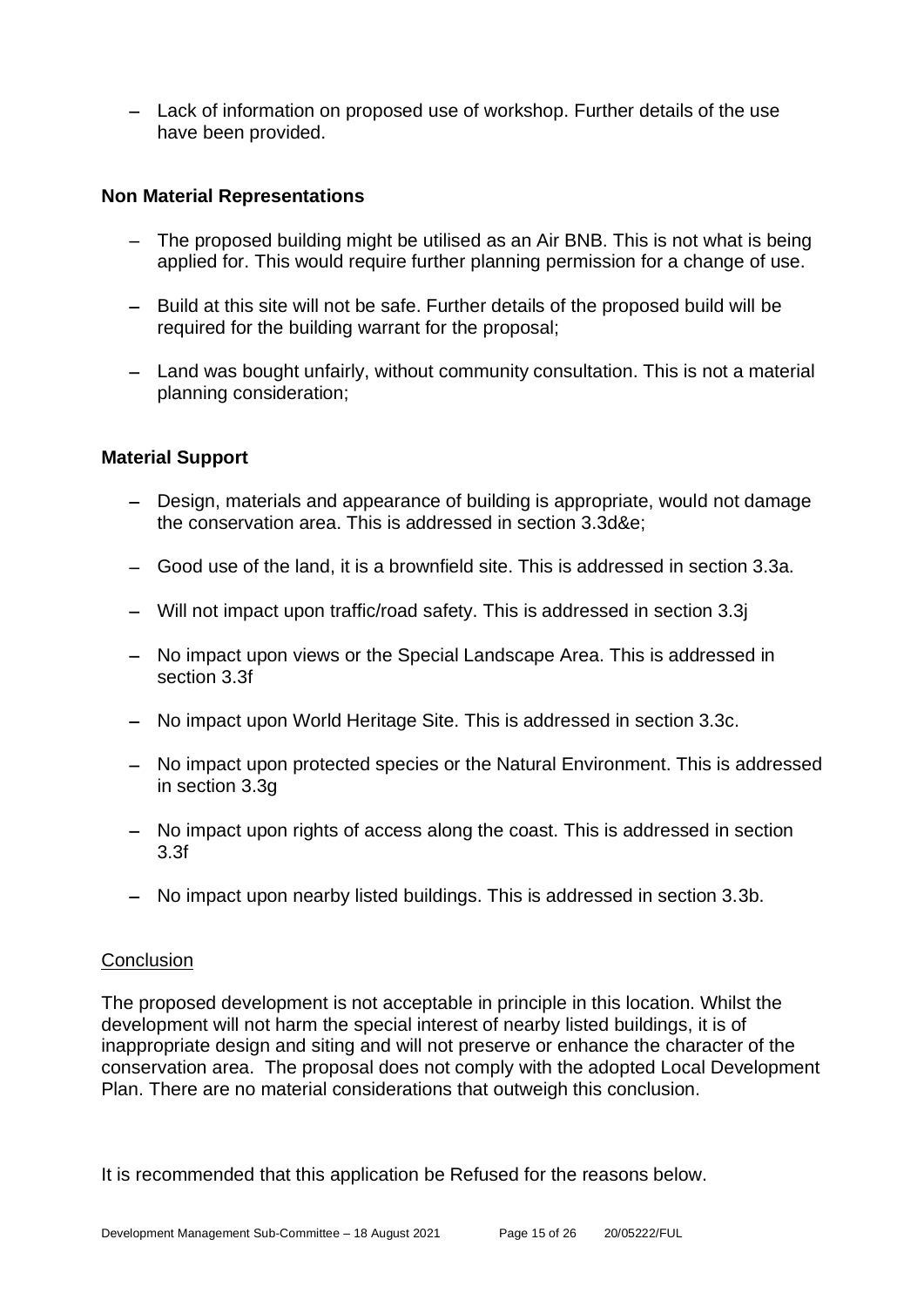- Lack of information on proposed use of workshop. Further details of the use have been provided.

**Non Material Representations**

- The proposed building might be utilised as an Air BNB. This is not what is being applied for. This would require further planning permission for a change of use.

- Build at this site will not be safe. Further details of the proposed build will be required for the building warrant for the proposal;

- Land was bought unfairly, without community consultation. This is not a material planning consideration;

**Material Support**

- Design, materials and appearance of building is appropriate, would not damage the conservation area. This is addressed in section 3.3d&e;

- Good use of the land, it is a brownfield site. This is addressed in section 3.3a.

- Will not impact upon traffic/road safety. This is addressed in section 3.3j

- No impact upon views or the Special Landscape Area. This is addressed in section 3.3f

- No impact upon World Heritage Site. This is addressed in section 3.3c.

- No impact upon protected species or the Natural Environment. This is addressed in section 3.3g

- No impact upon rights of access along the coast. This is addressed in section 3.3f

- No impact upon nearby listed buildings. This is addressed in section 3.3b.

Conclusion

The proposed development is not acceptable in principle in this location. Whilst the development will not harm the special interest of nearby listed buildings, it is of inappropriate design and siting and will not preserve or enhance the character of the conservation area. The proposal does not comply with the adopted Local Development Plan. There are no material considerations that outweigh this conclusion.

It is recommended that this application be Refused for the reasons below.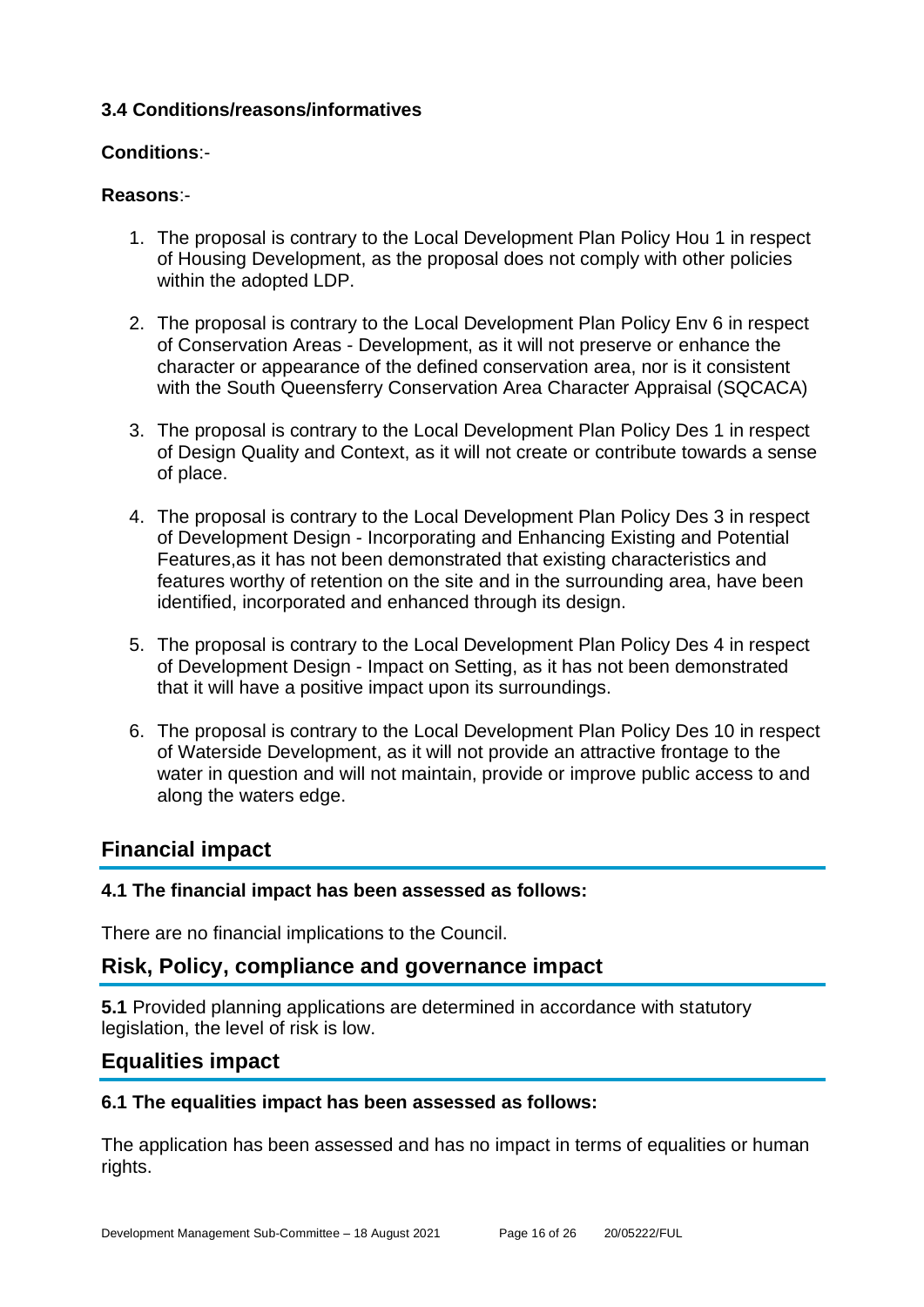### 3.4 Conditions/reasons/informatives

**Conditions**:-

**Reasons**:-

1. The proposal is contrary to the Local Development Plan Policy Hou 1 in respect of Housing Development, as the proposal does not comply with other policies within the adopted LDP.

2. The proposal is contrary to the Local Development Plan Policy Env 6 in respect of Conservation Areas - Development, as it will not preserve or enhance the character or appearance of the defined conservation area, nor is it consistent with the South Queensferry Conservation Area Character Appraisal (SQCACA)

3. The proposal is contrary to the Local Development Plan Policy Des 1 in respect of Design Quality and Context, as it will not create or contribute towards a sense of place.

4. The proposal is contrary to the Local Development Plan Policy Des 3 in respect of Development Design - Incorporating and Enhancing Existing and Potential Features,as it has not been demonstrated that existing characteristics and features worthy of retention on the site and in the surrounding area, have been identified, incorporated and enhanced through its design.

5. The proposal is contrary to the Local Development Plan Policy Des 4 in respect of Development Design - Impact on Setting, as it has not been demonstrated that it will have a positive impact upon its surroundings.

6. The proposal is contrary to the Local Development Plan Policy Des 10 in respect of Waterside Development, as it will not provide an attractive frontage to the water in question and will not maintain, provide or improve public access to and along the waters edge.

## Financial impact

### 4.1 The financial impact has been assessed as follows:

There are no financial implications to the Council.

## Risk, Policy, compliance and governance impact

**5.1** Provided planning applications are determined in accordance with statutory legislation, the level of risk is low.

## Equalities impact

### 6.1 The equalities impact has been assessed as follows:

The application has been assessed and has no impact in terms of equalities or human rights.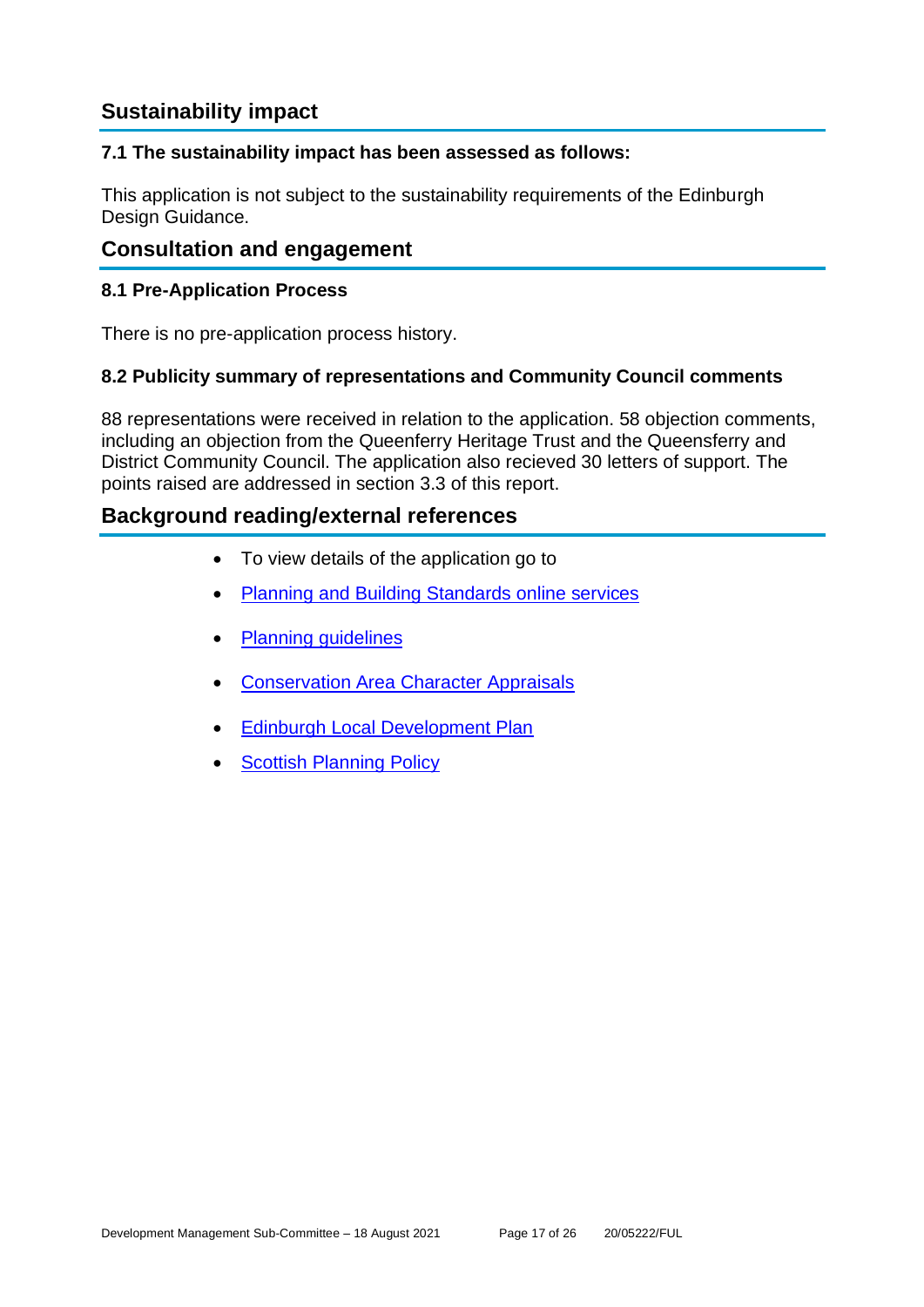## Sustainability impact

### 7.1 The sustainability impact has been assessed as follows:

This application is not subject to the sustainability requirements of the Edinburgh Design Guidance.

## Consultation and engagement

### 8.1 Pre-Application Process

There is no pre-application process history.

### 8.2 Publicity summary of representations and Community Council comments

88 representations were received in relation to the application. 58 objection comments, including an objection from the Queenferry Heritage Trust and the Queensferry and District Community Council. The application also recieved 30 letters of support. The points raised are addressed in section 3.3 of this report.

## Background reading/external references

- To view details of the application go to
- Planning and Building Standards online services
- Planning guidelines
- Conservation Area Character Appraisals
- Edinburgh Local Development Plan
- Scottish Planning Policy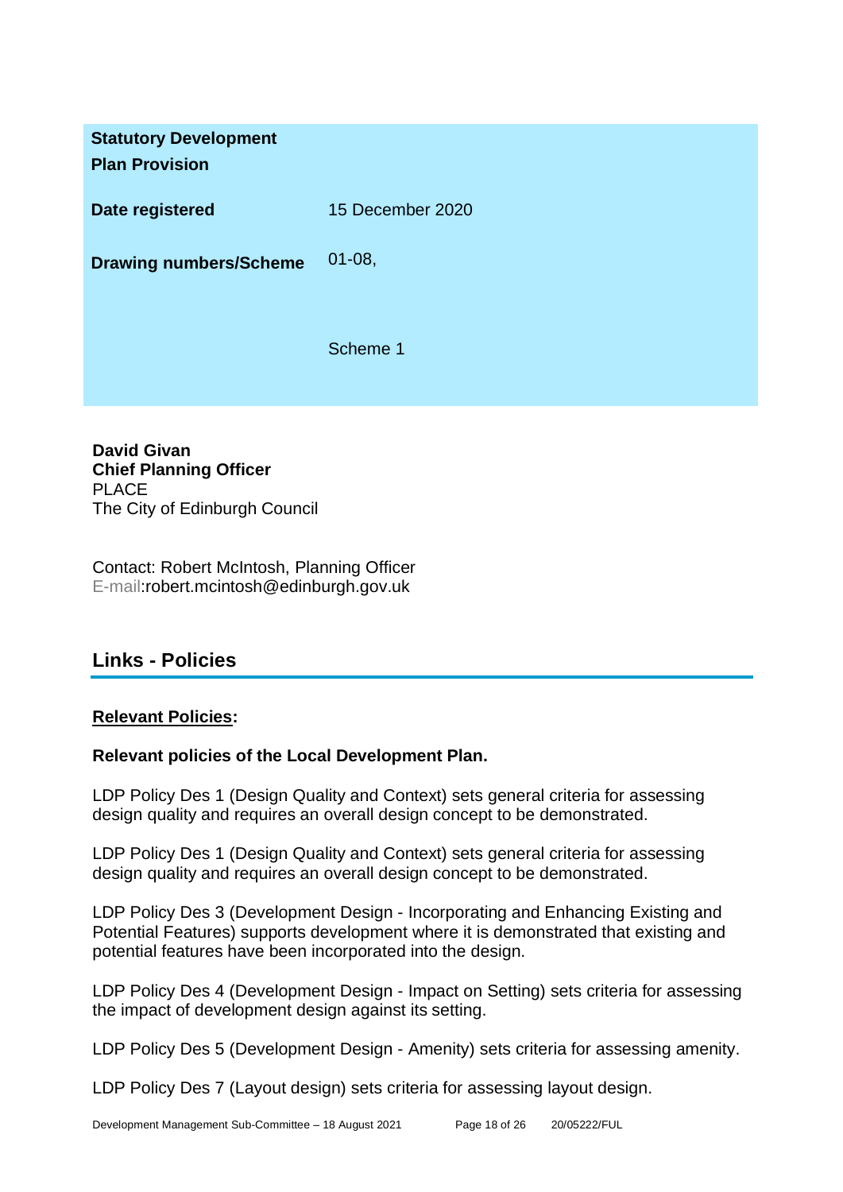| **Statistical Development Plan Provision** | |
|---|---|
| **Date registered** | 15 December 2020 |
| **Drawing numbers/Scheme** | 01-08,<br><br>Scheme 1 |

**David Givan**
**Chief Planning Officer**
PLACE
The City of Edinburgh Council

Contact: Robert McIntosh, Planning Officer
E-mail:robert.mcintosh@edinburgh.gov.uk

## Links - Policies

**Relevant Policies:**

**Relevant policies of the Local Development Plan.**

LDP Policy Des 1 (Design Quality and Context) sets general criteria for assessing design quality and requires an overall design concept to be demonstrated.

LDP Policy Des 1 (Design Quality and Context) sets general criteria for assessing design quality and requires an overall design concept to be demonstrated.

LDP Policy Des 3 (Development Design - Incorporating and Enhancing Existing and Potential Features) supports development where it is demonstrated that existing and potential features have been incorporated into the design.

LDP Policy Des 4 (Development Design - Impact on Setting) sets criteria for assessing the impact of development design against its setting.

LDP Policy Des 5 (Development Design - Amenity) sets criteria for assessing amenity.

LDP Policy Des 7 (Layout design) sets criteria for assessing layout design.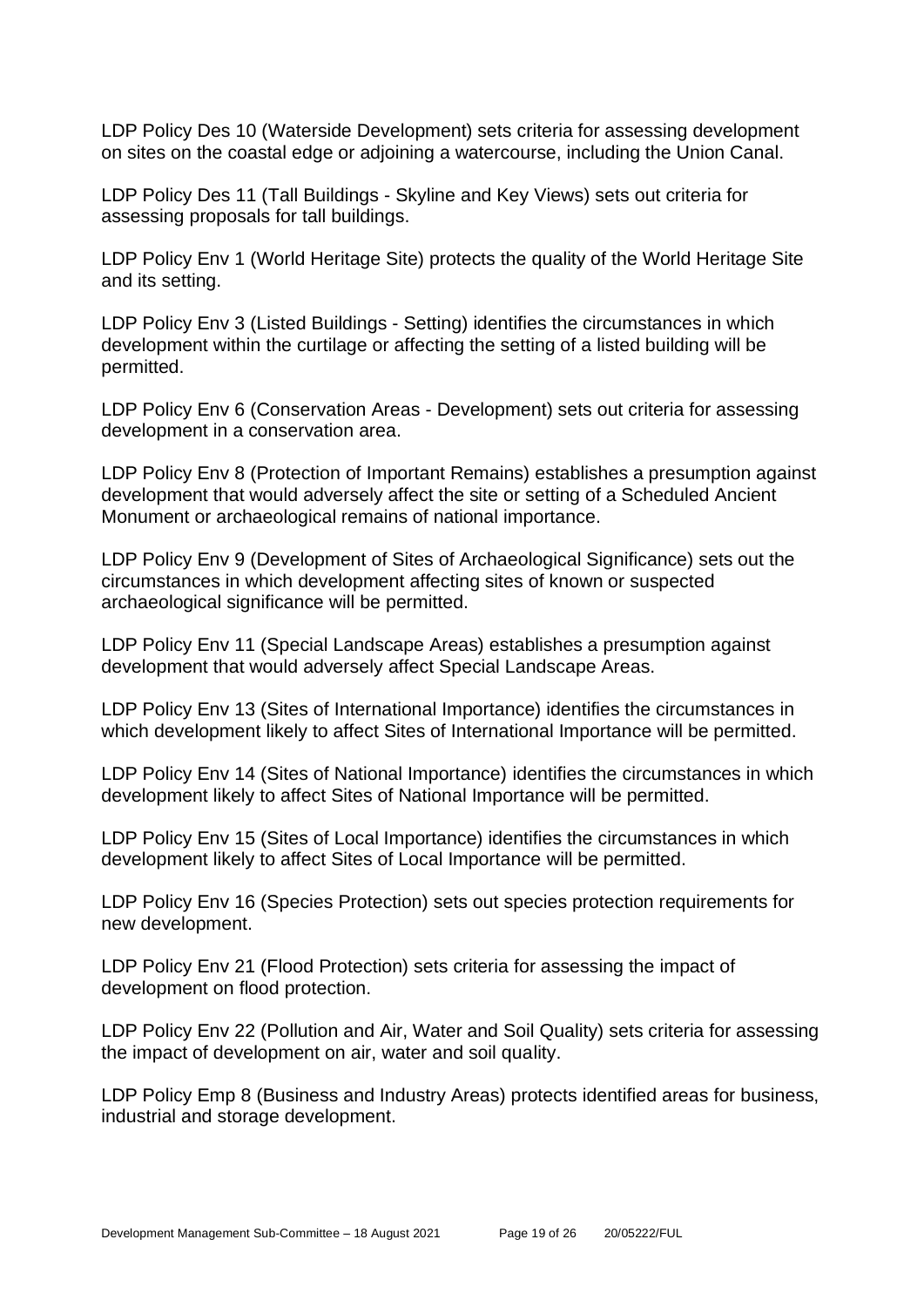LDP Policy Des 10 (Waterside Development) sets criteria for assessing development on sites on the coastal edge or adjoining a watercourse, including the Union Canal.

LDP Policy Des 11 (Tall Buildings - Skyline and Key Views) sets out criteria for assessing proposals for tall buildings.

LDP Policy Env 1 (World Heritage Site) protects the quality of the World Heritage Site and its setting.

LDP Policy Env 3 (Listed Buildings - Setting) identifies the circumstances in which development within the curtilage or affecting the setting of a listed building will be permitted.

LDP Policy Env 6 (Conservation Areas - Development) sets out criteria for assessing development in a conservation area.

LDP Policy Env 8 (Protection of Important Remains) establishes a presumption against development that would adversely affect the site or setting of a Scheduled Ancient Monument or archaeological remains of national importance.

LDP Policy Env 9 (Development of Sites of Archaeological Significance) sets out the circumstances in which development affecting sites of known or suspected archaeological significance will be permitted.

LDP Policy Env 11 (Special Landscape Areas) establishes a presumption against development that would adversely affect Special Landscape Areas.

LDP Policy Env 13 (Sites of International Importance) identifies the circumstances in which development likely to affect Sites of International Importance will be permitted.

LDP Policy Env 14 (Sites of National Importance) identifies the circumstances in which development likely to affect Sites of National Importance will be permitted.

LDP Policy Env 15 (Sites of Local Importance) identifies the circumstances in which development likely to affect Sites of Local Importance will be permitted.

LDP Policy Env 16 (Species Protection) sets out species protection requirements for new development.

LDP Policy Env 21 (Flood Protection) sets criteria for assessing the impact of development on flood protection.

LDP Policy Env 22 (Pollution and Air, Water and Soil Quality) sets criteria for assessing the impact of development on air, water and soil quality.

LDP Policy Emp 8 (Business and Industry Areas) protects identified areas for business, industrial and storage development.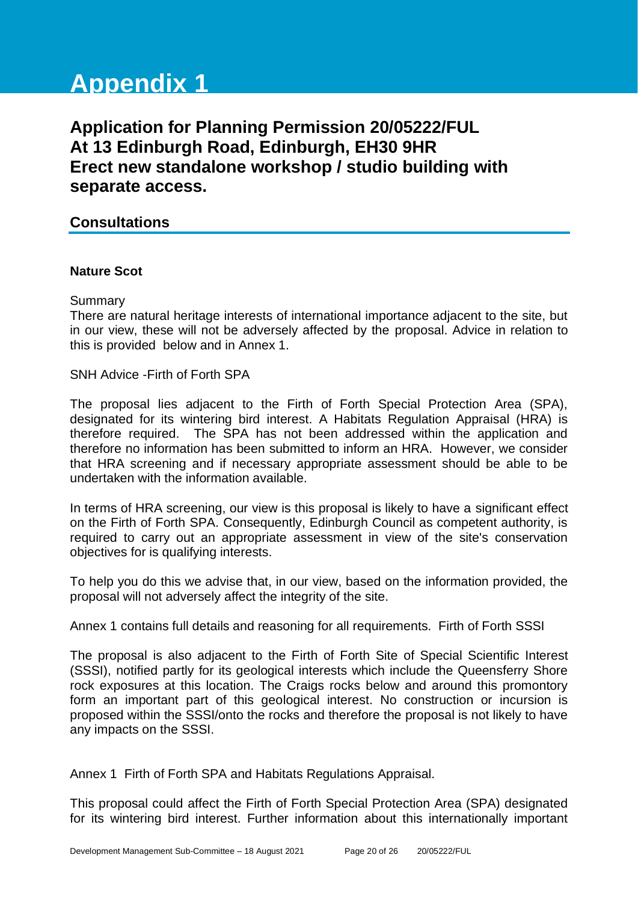# Appendix 1

## Application for Planning Permission 20/05222/FUL
## At 13 Edinburgh Road, Edinburgh, EH30 9HR
## Erect new standalone workshop / studio building with separate access.

### Consultations

**Nature Scot**

Summary
There are natural heritage interests of international importance adjacent to the site, but in our view, these will not be adversely affected by the proposal. Advice in relation to this is provided below and in Annex 1.

SNH Advice -Firth of Forth SPA

The proposal lies adjacent to the Firth of Forth Special Protection Area (SPA), designated for its wintering bird interest. A Habitats Regulation Appraisal (HRA) is therefore required. The SPA has not been addressed within the application and therefore no information has been submitted to inform an HRA. However, we consider that HRA screening and if necessary appropriate assessment should be able to be undertaken with the information available.

In terms of HRA screening, our view is this proposal is likely to have a significant effect on the Firth of Forth SPA. Consequently, Edinburgh Council as competent authority, is required to carry out an appropriate assessment in view of the site's conservation objectives for is qualifying interests.

To help you do this we advise that, in our view, based on the information provided, the proposal will not adversely affect the integrity of the site.

Annex 1 contains full details and reasoning for all requirements. Firth of Forth SSSI

The proposal is also adjacent to the Firth of Forth Site of Special Scientific Interest (SSSI), notified partly for its geological interests which include the Queensferry Shore rock exposures at this location. The Craigs rocks below and around this promontory form an important part of this geological interest. No construction or incursion is proposed within the SSSI/onto the rocks and therefore the proposal is not likely to have any impacts on the SSSI.

Annex 1 Firth of Forth SPA and Habitats Regulations Appraisal.

This proposal could affect the Firth of Forth Special Protection Area (SPA) designated for its wintering bird interest. Further information about this internationally important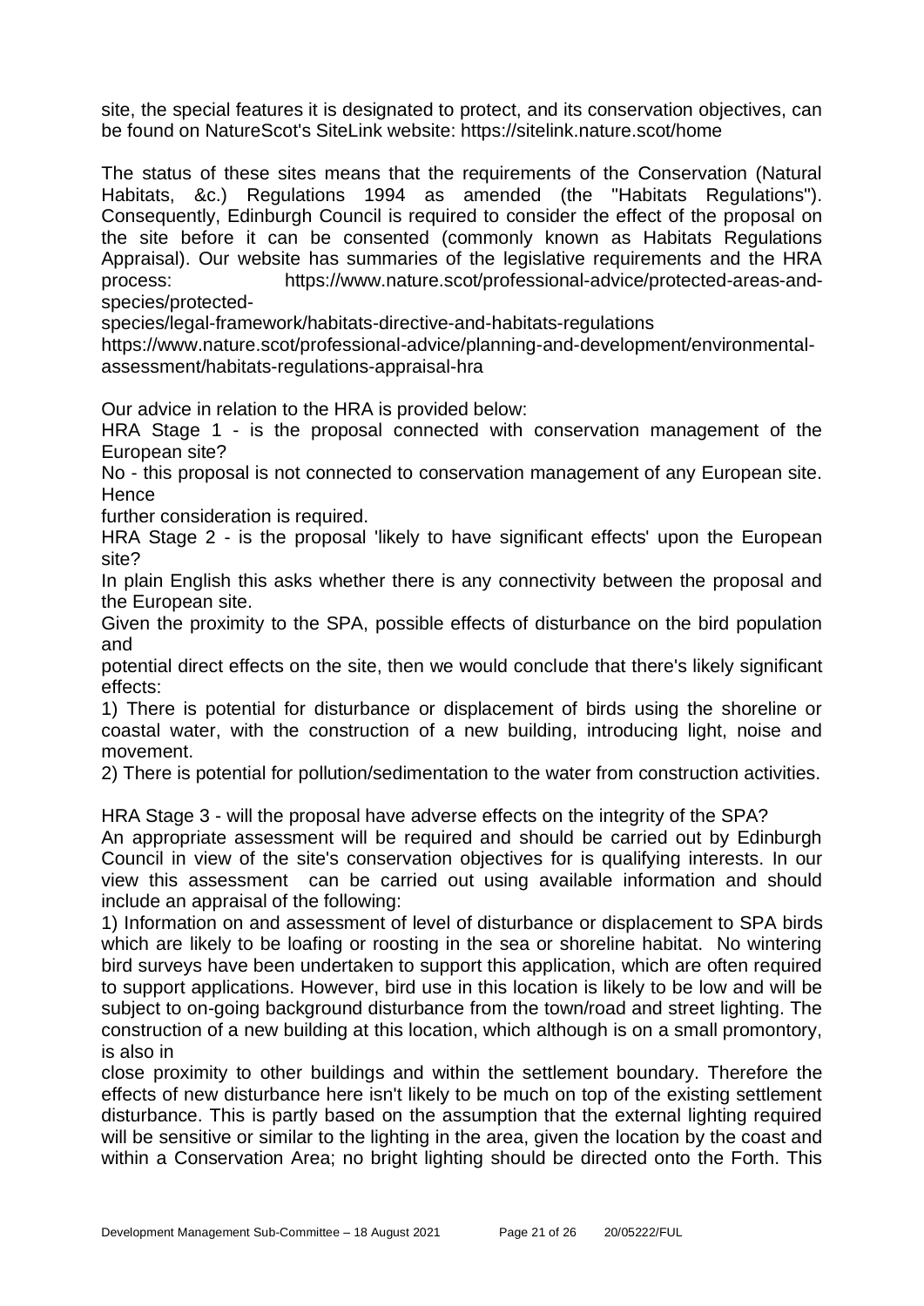site, the special features it is designated to protect, and its conservation objectives, can be found on NatureScot's SiteLink website: https://sitelink.nature.scot/home

The status of these sites means that the requirements of the Conservation (Natural Habitats, &c.) Regulations 1994 as amended (the "Habitats Regulations"). Consequently, Edinburgh Council is required to consider the effect of the proposal on the site before it can be consented (commonly known as Habitats Regulations Appraisal). Our website has summaries of the legislative requirements and the HRA process: https://www.nature.scot/professional-advice/protected-areas-and-species/protected-species/legal-framework/habitats-directive-and-habitats-regulations
https://www.nature.scot/professional-advice/planning-and-development/environmental-assessment/habitats-regulations-appraisal-hra

Our advice in relation to the HRA is provided below:

HRA Stage 1 - is the proposal connected with conservation management of the European site?

No - this proposal is not connected to conservation management of any European site. Hence further consideration is required.

HRA Stage 2 - is the proposal 'likely to have significant effects' upon the European site?

In plain English this asks whether there is any connectivity between the proposal and the European site.

Given the proximity to the SPA, possible effects of disturbance on the bird population and potential direct effects on the site, then we would conclude that there's likely significant effects:

1) There is potential for disturbance or displacement of birds using the shoreline or coastal water, with the construction of a new building, introducing light, noise and movement.

2) There is potential for pollution/sedimentation to the water from construction activities.

HRA Stage 3 - will the proposal have adverse effects on the integrity of the SPA?

An appropriate assessment will be required and should be carried out by Edinburgh Council in view of the site's conservation objectives for is qualifying interests. In our view this assessment can be carried out using available information and should include an appraisal of the following:

1) Information on and assessment of level of disturbance or displacement to SPA birds which are likely to be loafing or roosting in the sea or shoreline habitat. No wintering bird surveys have been undertaken to support this application, which are often required to support applications. However, bird use in this location is likely to be low and will be subject to on-going background disturbance from the town/road and street lighting. The construction of a new building at this location, which although is on a small promontory, is also in close proximity to other buildings and within the settlement boundary. Therefore the effects of new disturbance here isn't likely to be much on top of the existing settlement disturbance. This is partly based on the assumption that the external lighting required will be sensitive or similar to the lighting in the area, given the location by the coast and within a Conservation Area; no bright lighting should be directed onto the Forth. This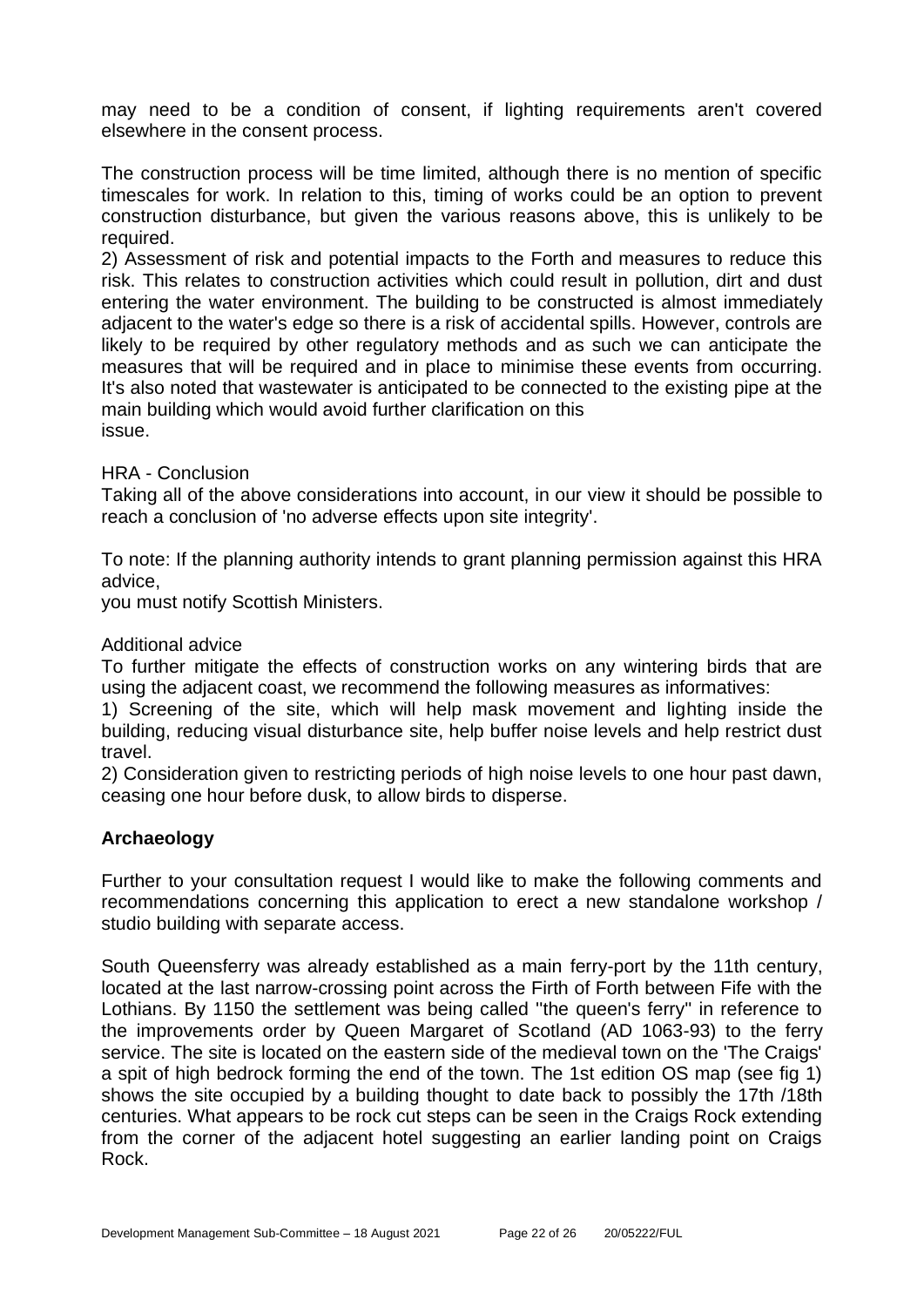may need to be a condition of consent, if lighting requirements aren't covered elsewhere in the consent process.

The construction process will be time limited, although there is no mention of specific timescales for work. In relation to this, timing of works could be an option to prevent construction disturbance, but given the various reasons above, this is unlikely to be required.

2) Assessment of risk and potential impacts to the Forth and measures to reduce this risk. This relates to construction activities which could result in pollution, dirt and dust entering the water environment. The building to be constructed is almost immediately adjacent to the water's edge so there is a risk of accidental spills. However, controls are likely to be required by other regulatory methods and as such we can anticipate the measures that will be required and in place to minimise these events from occurring. It's also noted that wastewater is anticipated to be connected to the existing pipe at the main building which would avoid further clarification on this issue.

HRA - Conclusion

Taking all of the above considerations into account, in our view it should be possible to reach a conclusion of 'no adverse effects upon site integrity'.

To note: If the planning authority intends to grant planning permission against this HRA advice,
you must notify Scottish Ministers.

Additional advice

To further mitigate the effects of construction works on any wintering birds that are using the adjacent coast, we recommend the following measures as informatives:

1) Screening of the site, which will help mask movement and lighting inside the building, reducing visual disturbance site, help buffer noise levels and help restrict dust travel.

2) Consideration given to restricting periods of high noise levels to one hour past dawn, ceasing one hour before dusk, to allow birds to disperse.

**Archaeology**

Further to your consultation request I would like to make the following comments and recommendations concerning this application to erect a new standalone workshop / studio building with separate access.

South Queensferry was already established as a main ferry-port by the 11th century, located at the last narrow-crossing point across the Firth of Forth between Fife with the Lothians. By 1150 the settlement was being called "the queen's ferry" in reference to the improvements order by Queen Margaret of Scotland (AD 1063-93) to the ferry service. The site is located on the eastern side of the medieval town on the 'The Craigs' a spit of high bedrock forming the end of the town. The 1st edition OS map (see fig 1) shows the site occupied by a building thought to date back to possibly the 17th /18th centuries. What appears to be rock cut steps can be seen in the Craigs Rock extending from the corner of the adjacent hotel suggesting an earlier landing point on Craigs Rock.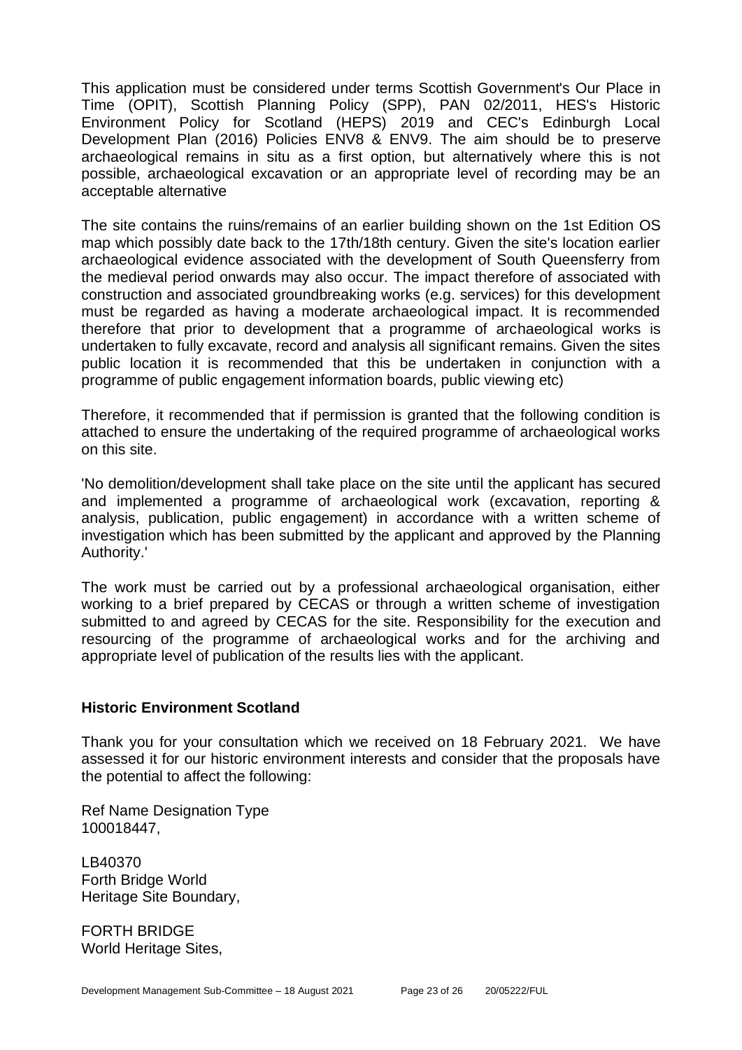This application must be considered under terms Scottish Government's Our Place in Time (OPIT), Scottish Planning Policy (SPP), PAN 02/2011, HES's Historic Environment Policy for Scotland (HEPS) 2019 and CEC's Edinburgh Local Development Plan (2016) Policies ENV8 & ENV9. The aim should be to preserve archaeological remains in situ as a first option, but alternatively where this is not possible, archaeological excavation or an appropriate level of recording may be an acceptable alternative

The site contains the ruins/remains of an earlier building shown on the 1st Edition OS map which possibly date back to the 17th/18th century. Given the site's location earlier archaeological evidence associated with the development of South Queensferry from the medieval period onwards may also occur. The impact therefore of associated with construction and associated groundbreaking works (e.g. services) for this development must be regarded as having a moderate archaeological impact. It is recommended therefore that prior to development that a programme of archaeological works is undertaken to fully excavate, record and analysis all significant remains. Given the sites public location it is recommended that this be undertaken in conjunction with a programme of public engagement information boards, public viewing etc)

Therefore, it recommended that if permission is granted that the following condition is attached to ensure the undertaking of the required programme of archaeological works on this site.

'No demolition/development shall take place on the site until the applicant has secured and implemented a programme of archaeological work (excavation, reporting & analysis, publication, public engagement) in accordance with a written scheme of investigation which has been submitted by the applicant and approved by the Planning Authority.'

The work must be carried out by a professional archaeological organisation, either working to a brief prepared by CECAS or through a written scheme of investigation submitted to and agreed by CECAS for the site. Responsibility for the execution and resourcing of the programme of archaeological works and for the archiving and appropriate level of publication of the results lies with the applicant.

**Historic Environment Scotland**

Thank you for your consultation which we received on 18 February 2021. We have assessed it for our historic environment interests and consider that the proposals have the potential to affect the following:

Ref Name Designation Type
100018447,

LB40370
Forth Bridge World
Heritage Site Boundary,

FORTH BRIDGE
World Heritage Sites,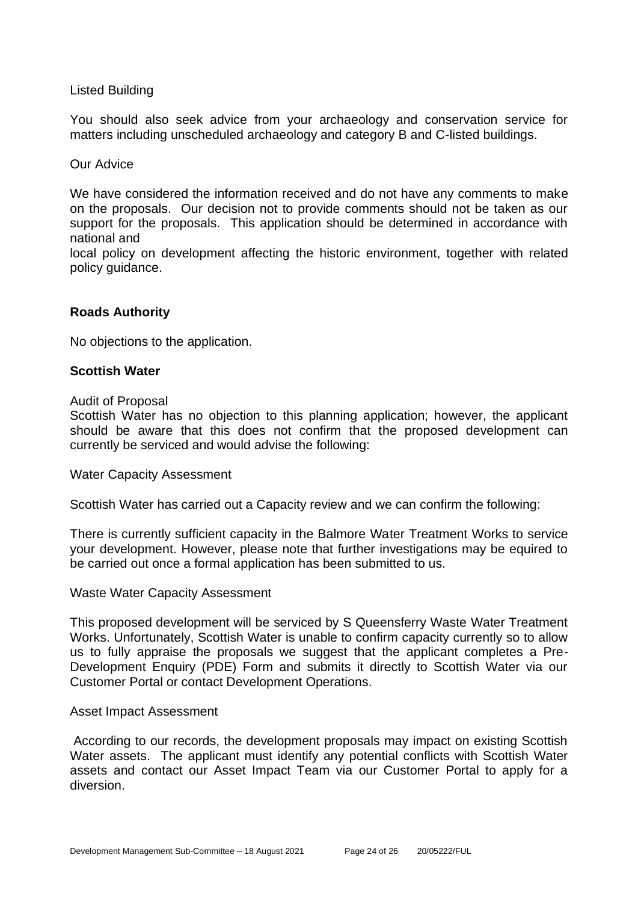Listed Building

You should also seek advice from your archaeology and conservation service for matters including unscheduled archaeology and category B and C-listed buildings.

Our Advice

We have considered the information received and do not have any comments to make on the proposals. Our decision not to provide comments should not be taken as our support for the proposals. This application should be determined in accordance with national and
local policy on development affecting the historic environment, together with related policy guidance.

**Roads Authority**

No objections to the application.

**Scottish Water**

Audit of Proposal
Scottish Water has no objection to this planning application; however, the applicant should be aware that this does not confirm that the proposed development can currently be serviced and would advise the following:

Water Capacity Assessment

Scottish Water has carried out a Capacity review and we can confirm the following:

There is currently sufficient capacity in the Balmore Water Treatment Works to service your development. However, please note that further investigations may be equired to be carried out once a formal application has been submitted to us.

Waste Water Capacity Assessment

This proposed development will be serviced by S Queensferry Waste Water Treatment Works. Unfortunately, Scottish Water is unable to confirm capacity currently so to allow us to fully appraise the proposals we suggest that the applicant completes a Pre-Development Enquiry (PDE) Form and submits it directly to Scottish Water via our Customer Portal or contact Development Operations.

Asset Impact Assessment

According to our records, the development proposals may impact on existing Scottish Water assets. The applicant must identify any potential conflicts with Scottish Water assets and contact our Asset Impact Team via our Customer Portal to apply for a diversion.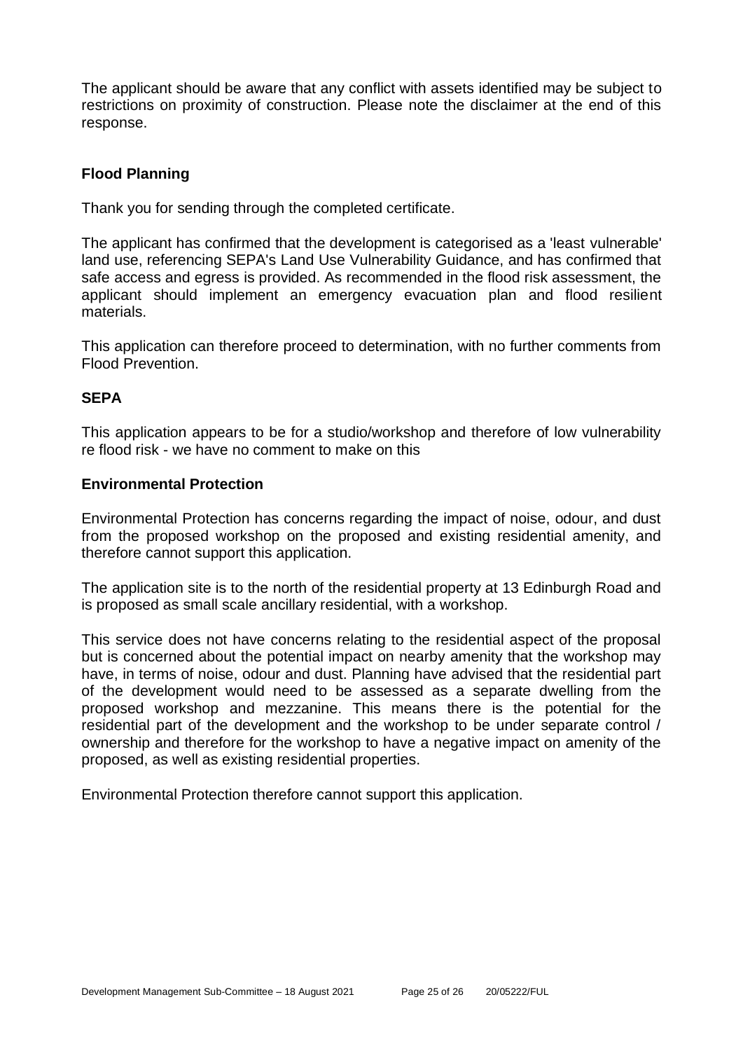The applicant should be aware that any conflict with assets identified may be subject to restrictions on proximity of construction. Please note the disclaimer at the end of this response.

**Flood Planning**

Thank you for sending through the completed certificate.

The applicant has confirmed that the development is categorised as a 'least vulnerable' land use, referencing SEPA's Land Use Vulnerability Guidance, and has confirmed that safe access and egress is provided. As recommended in the flood risk assessment, the applicant should implement an emergency evacuation plan and flood resilient materials.

This application can therefore proceed to determination, with no further comments from Flood Prevention.

**SEPA**

This application appears to be for a studio/workshop and therefore of low vulnerability re flood risk - we have no comment to make on this

**Environmental Protection**

Environmental Protection has concerns regarding the impact of noise, odour, and dust from the proposed workshop on the proposed and existing residential amenity, and therefore cannot support this application.

The application site is to the north of the residential property at 13 Edinburgh Road and is proposed as small scale ancillary residential, with a workshop.

This service does not have concerns relating to the residential aspect of the proposal but is concerned about the potential impact on nearby amenity that the workshop may have, in terms of noise, odour and dust. Planning have advised that the residential part of the development would need to be assessed as a separate dwelling from the proposed workshop and mezzanine. This means there is the potential for the residential part of the development and the workshop to be under separate control / ownership and therefore for the workshop to have a negative impact on amenity of the proposed, as well as existing residential properties.

Environmental Protection therefore cannot support this application.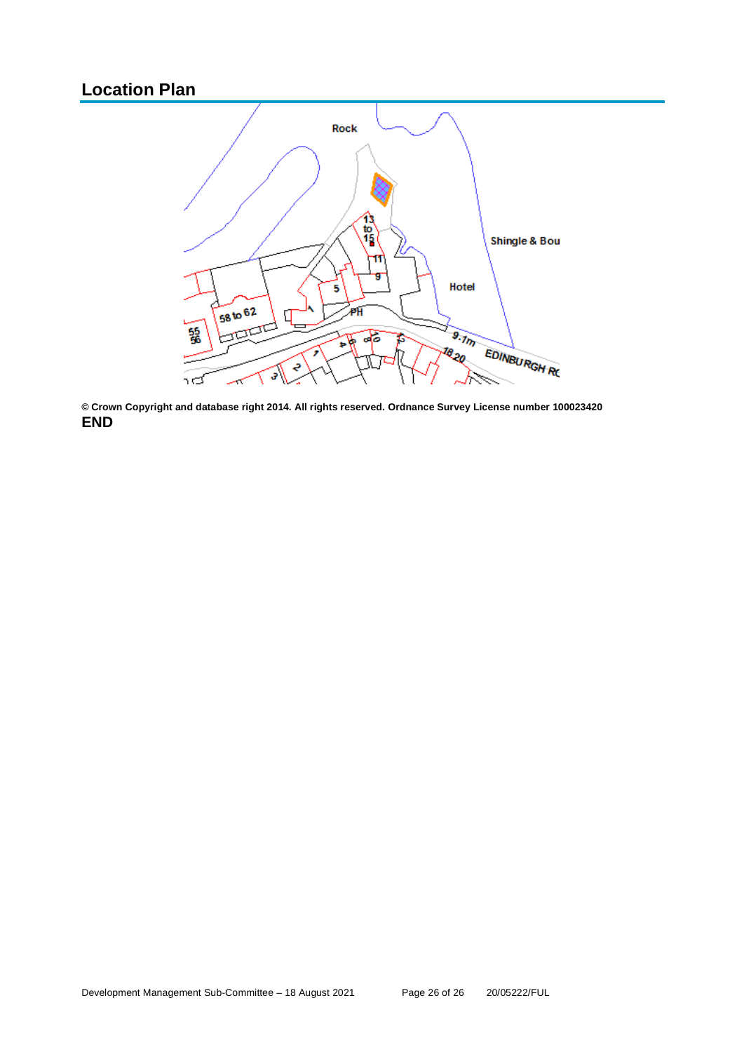## Location Plan

Rock

13 to 15

11

9

5

Shingle & Bou

Hotel

58 to 62

55 56

1

PH

9.1m

18.20

EDINBURGH RC

4 6 8 10 12

1 2 3

**© Crown Copyright and database right 2014. All rights reserved. Ordnance Survey License number 100023420**

**END**